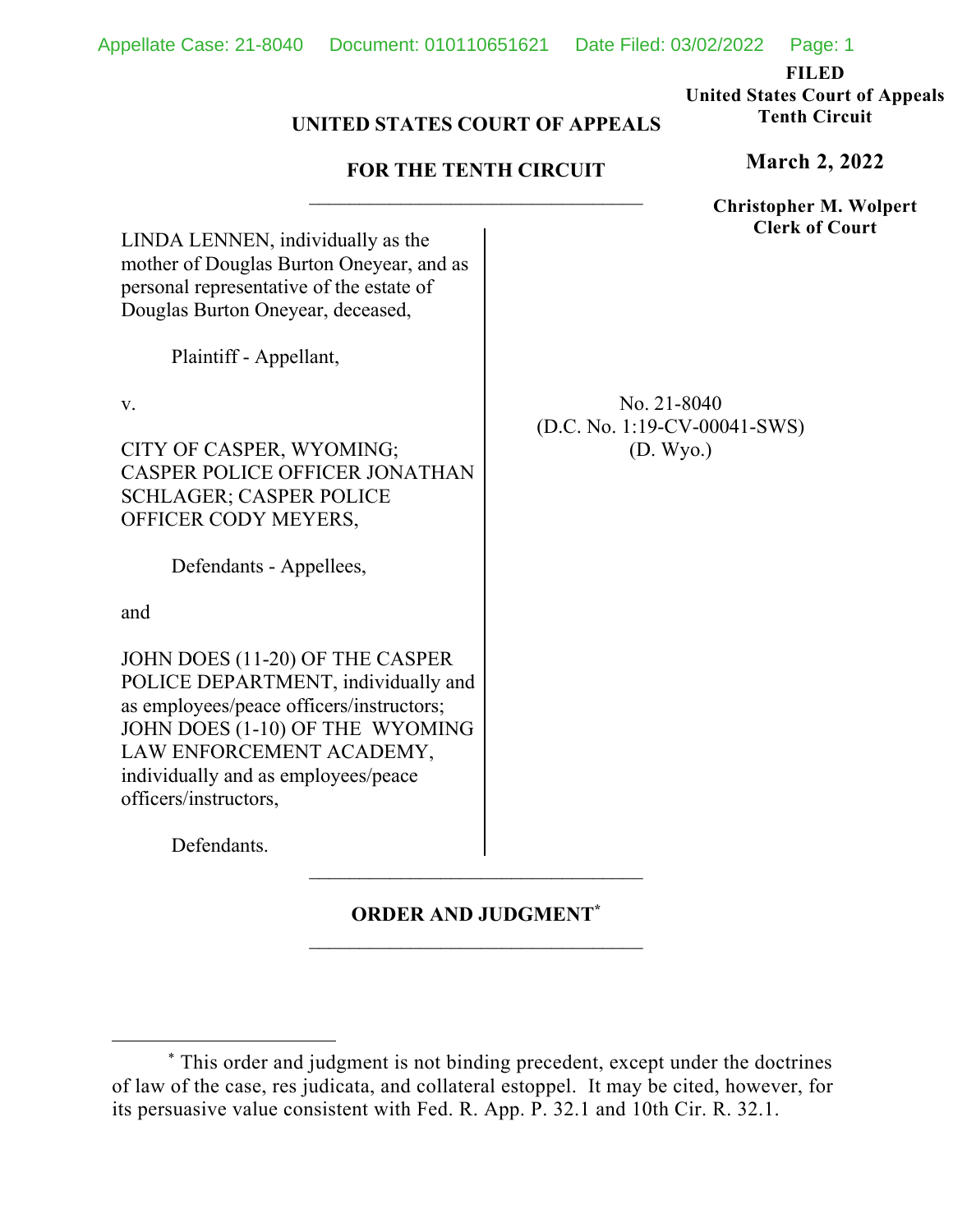FILED
United States Court of Appeals
Tenth Circuit

**March 2, 2022**

Christopher M. Wolpert
Clerk of Court

**UNITED STATES COURT OF APPEALS**

**FOR THE TENTH CIRCUIT**

---

LINDA LENNEN, individually as the mother of Douglas Burton Oneyear, and as personal representative of the estate of Douglas Burton Oneyear, deceased,

Plaintiff - Appellant,

v.

CITY OF CASPER, WYOMING; CASPER POLICE OFFICER JONATHAN SCHLAGER; CASPER POLICE OFFICER CODY MEYERS,

Defendants - Appellees,

and

JOHN DOES (11-20) OF THE CASPER POLICE DEPARTMENT, individually and as employees/peace officers/instructors; JOHN DOES (1-10) OF THE WYOMING LAW ENFORCEMENT ACADEMY, individually and as employees/peace officers/instructors,

Defendants.

No. 21-8040
(D.C. No. 1:19-CV-00041-SWS)
(D. Wyo.)

---

**ORDER AND JUDGMENT***

---

* This order and judgment is not binding precedent, except under the doctrines of law of the case, res judicata, and collateral estoppel. It may be cited, however, for its persuasive value consistent with Fed. R. App. P. 32.1 and 10th Cir. R. 32.1.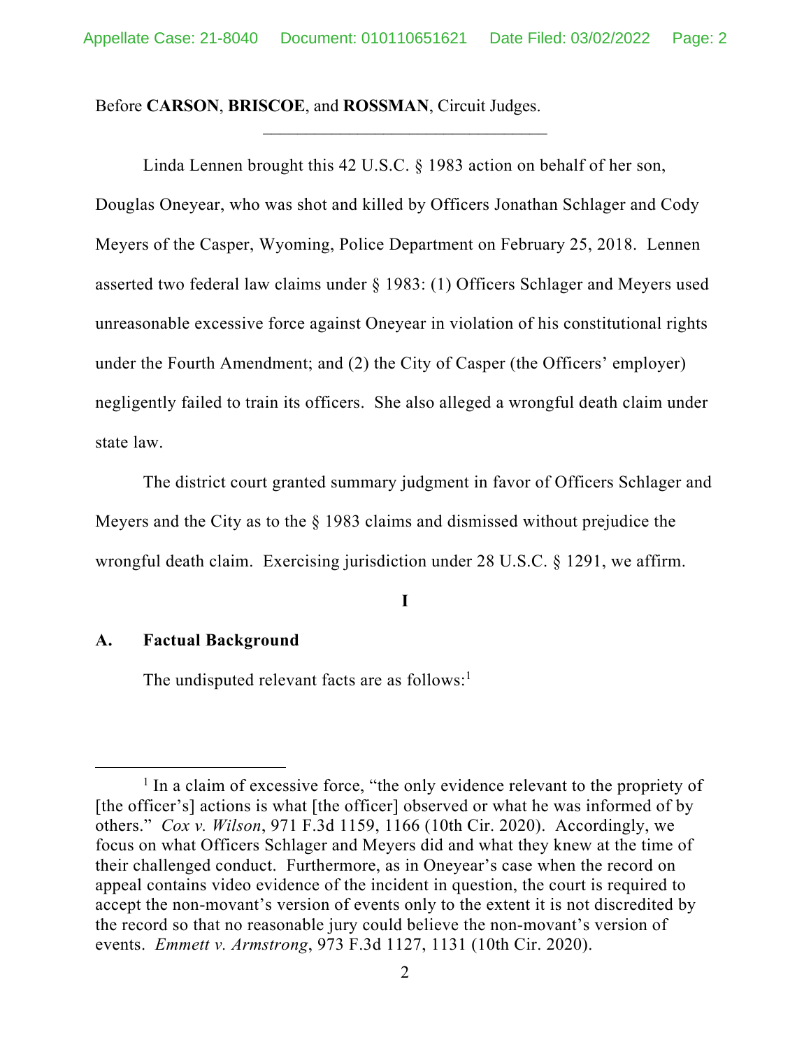Before **CARSON**, **BRISCOE**, and **ROSSMAN**, Circuit Judges.

---

Linda Lennen brought this 42 U.S.C. § 1983 action on behalf of her son, Douglas Oneyear, who was shot and killed by Officers Jonathan Schlager and Cody Meyers of the Casper, Wyoming, Police Department on February 25, 2018. Lennen asserted two federal law claims under § 1983: (1) Officers Schlager and Meyers used unreasonable excessive force against Oneyear in violation of his constitutional rights under the Fourth Amendment; and (2) the City of Casper (the Officers' employer) negligently failed to train its officers. She also alleged a wrongful death claim under state law.

The district court granted summary judgment in favor of Officers Schlager and Meyers and the City as to the § 1983 claims and dismissed without prejudice the wrongful death claim. Exercising jurisdiction under 28 U.S.C. § 1291, we affirm.

**I**

### A. Factual Background

The undisputed relevant facts are as follows:[1]

---

[1] In a claim of excessive force, "the only evidence relevant to the propriety of [the officer's] actions is what [the officer] observed or what he was informed of by others." *Cox v. Wilson*, 971 F.3d 1159, 1166 (10th Cir. 2020). Accordingly, we focus on what Officers Schlager and Meyers did and what they knew at the time of their challenged conduct. Furthermore, as in Oneyear's case when the record on appeal contains video evidence of the incident in question, the court is required to accept the non-movant's version of events only to the extent it is not discredited by the record so that no reasonable jury could believe the non-movant's version of events. *Emmett v. Armstrong*, 973 F.3d 1127, 1131 (10th Cir. 2020).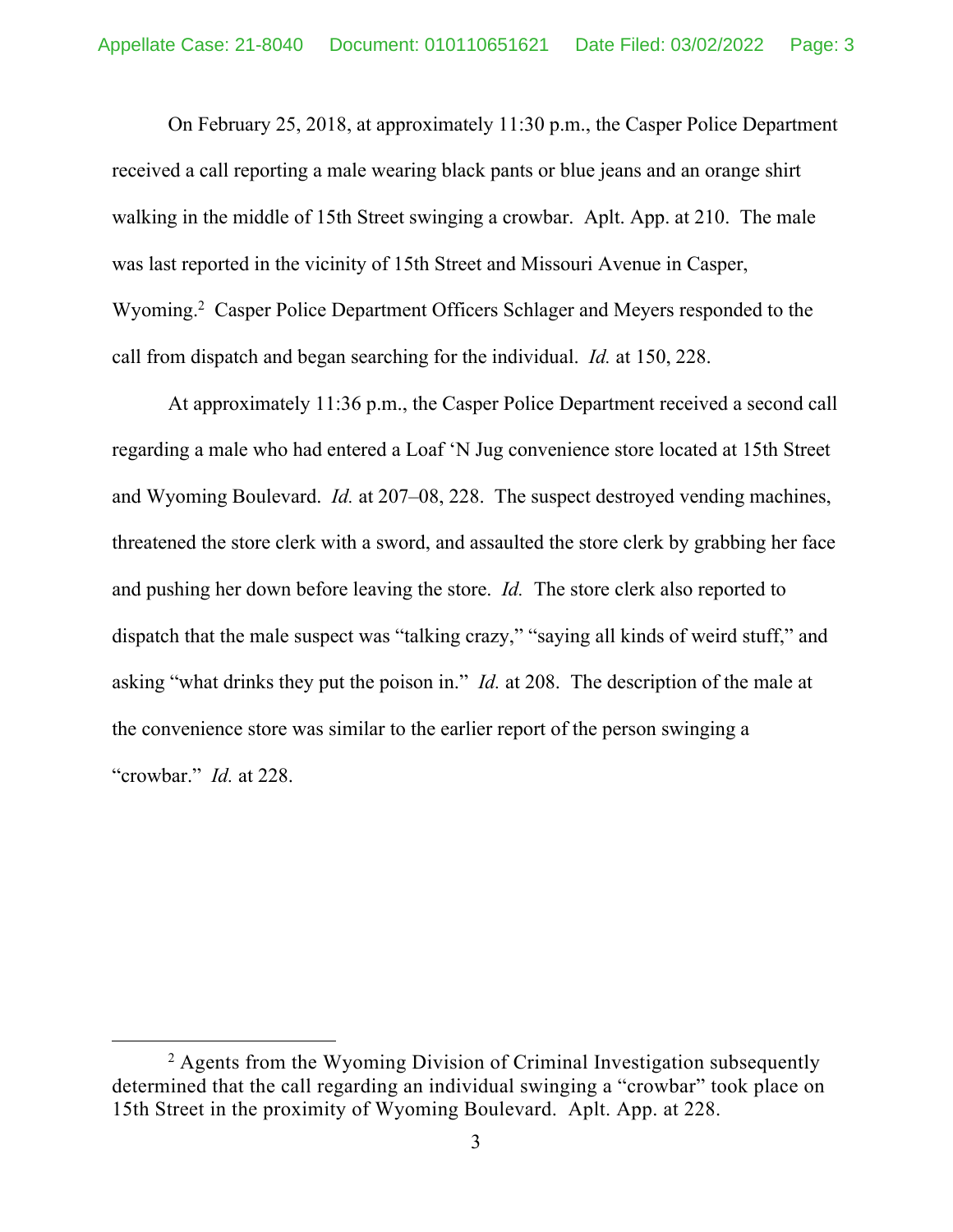On February 25, 2018, at approximately 11:30 p.m., the Casper Police Department received a call reporting a male wearing black pants or blue jeans and an orange shirt walking in the middle of 15th Street swinging a crowbar. Aplt. App. at 210. The male was last reported in the vicinity of 15th Street and Missouri Avenue in Casper, Wyoming.[2] Casper Police Department Officers Schlager and Meyers responded to the call from dispatch and began searching for the individual. *Id.* at 150, 228.

At approximately 11:36 p.m., the Casper Police Department received a second call regarding a male who had entered a Loaf 'N Jug convenience store located at 15th Street and Wyoming Boulevard. *Id.* at 207–08, 228. The suspect destroyed vending machines, threatened the store clerk with a sword, and assaulted the store clerk by grabbing her face and pushing her down before leaving the store. *Id.* The store clerk also reported to dispatch that the male suspect was "talking crazy," "saying all kinds of weird stuff," and asking "what drinks they put the poison in." *Id.* at 208. The description of the male at the convenience store was similar to the earlier report of the person swinging a "crowbar." *Id.* at 228.

---

[2] Agents from the Wyoming Division of Criminal Investigation subsequently determined that the call regarding an individual swinging a "crowbar" took place on 15th Street in the proximity of Wyoming Boulevard. Aplt. App. at 228.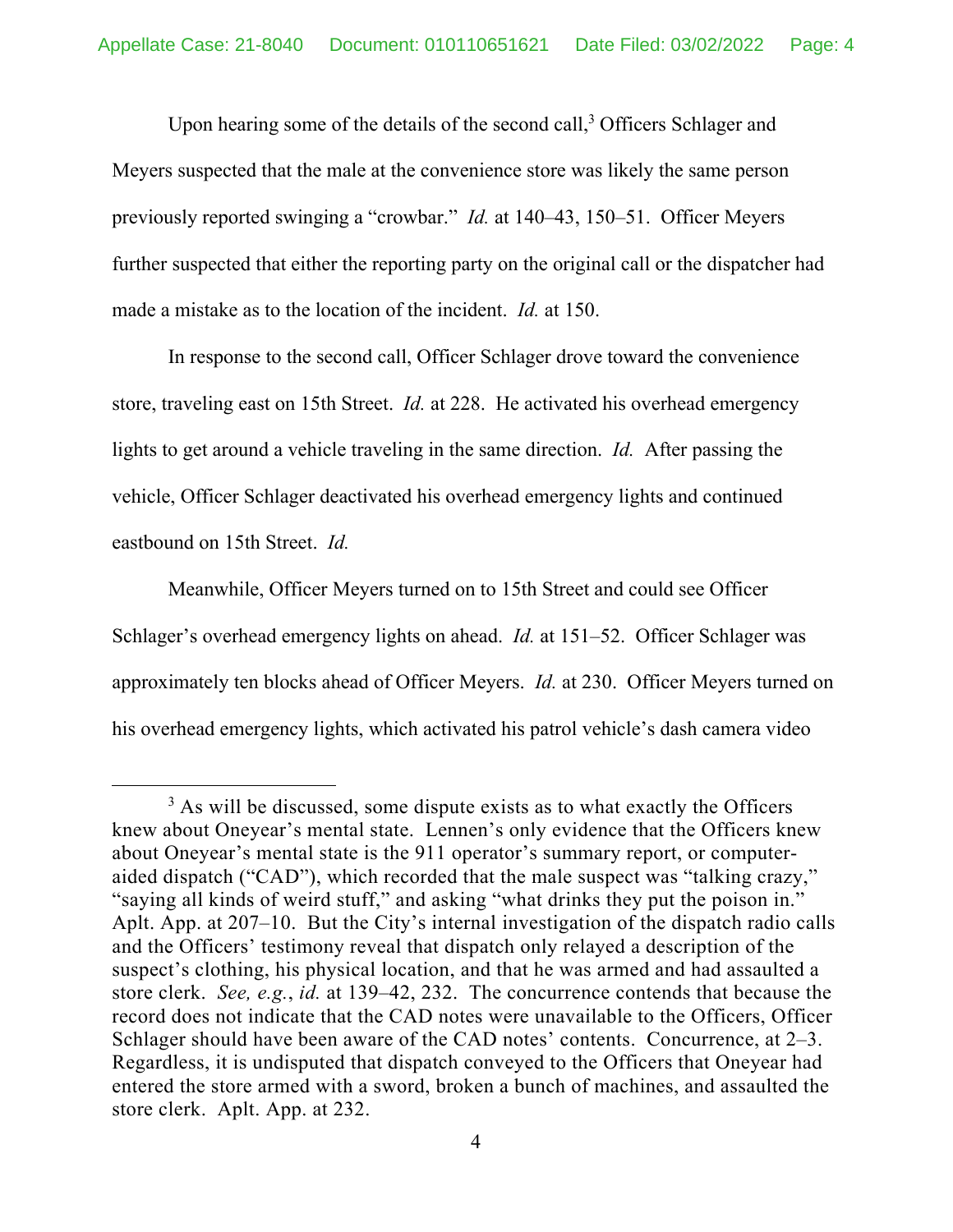Upon hearing some of the details of the second call,[3] Officers Schlager and Meyers suspected that the male at the convenience store was likely the same person previously reported swinging a "crowbar." *Id.* at 140–43, 150–51. Officer Meyers further suspected that either the reporting party on the original call or the dispatcher had made a mistake as to the location of the incident. *Id.* at 150.

In response to the second call, Officer Schlager drove toward the convenience store, traveling east on 15th Street. *Id.* at 228. He activated his overhead emergency lights to get around a vehicle traveling in the same direction. *Id.* After passing the vehicle, Officer Schlager deactivated his overhead emergency lights and continued eastbound on 15th Street. *Id.*

Meanwhile, Officer Meyers turned on to 15th Street and could see Officer Schlager's overhead emergency lights on ahead. *Id.* at 151–52. Officer Schlager was approximately ten blocks ahead of Officer Meyers. *Id.* at 230. Officer Meyers turned on his overhead emergency lights, which activated his patrol vehicle's dash camera video

---

[3] As will be discussed, some dispute exists as to what exactly the Officers knew about Oneyear's mental state. Lennen's only evidence that the Officers knew about Oneyear's mental state is the 911 operator's summary report, or computer-aided dispatch ("CAD"), which recorded that the male suspect was "talking crazy," "saying all kinds of weird stuff," and asking "what drinks they put the poison in." Aplt. App. at 207–10. But the City's internal investigation of the dispatch radio calls and the Officers' testimony reveal that dispatch only relayed a description of the suspect's clothing, his physical location, and that he was armed and had assaulted a store clerk. *See, e.g.*, *id.* at 139–42, 232. The concurrence contends that because the record does not indicate that the CAD notes were unavailable to the Officers, Officer Schlager should have been aware of the CAD notes' contents. Concurrence, at 2–3. Regardless, it is undisputed that dispatch conveyed to the Officers that Oneyear had entered the store armed with a sword, broken a bunch of machines, and assaulted the store clerk. Aplt. App. at 232.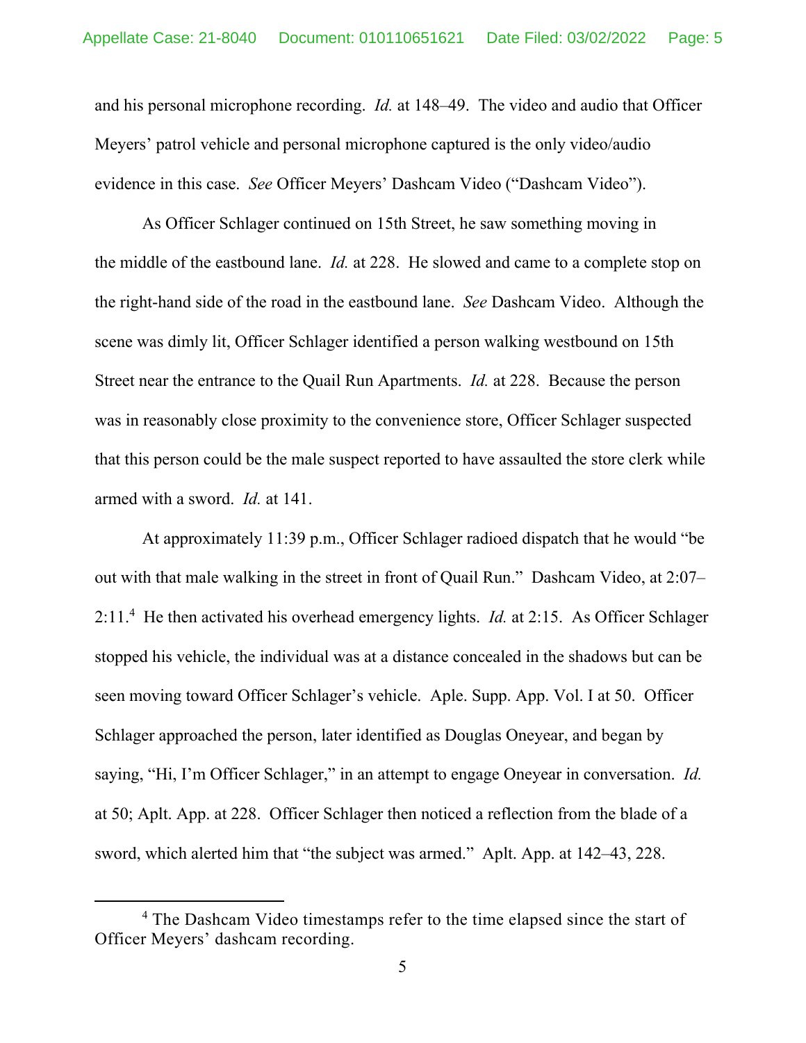and his personal microphone recording. *Id.* at 148–49. The video and audio that Officer Meyers' patrol vehicle and personal microphone captured is the only video/audio evidence in this case. *See* Officer Meyers' Dashcam Video ("Dashcam Video").

As Officer Schlager continued on 15th Street, he saw something moving in the middle of the eastbound lane. *Id.* at 228. He slowed and came to a complete stop on the right-hand side of the road in the eastbound lane. *See* Dashcam Video. Although the scene was dimly lit, Officer Schlager identified a person walking westbound on 15th Street near the entrance to the Quail Run Apartments. *Id.* at 228. Because the person was in reasonably close proximity to the convenience store, Officer Schlager suspected that this person could be the male suspect reported to have assaulted the store clerk while armed with a sword. *Id.* at 141.

At approximately 11:39 p.m., Officer Schlager radioed dispatch that he would "be out with that male walking in the street in front of Quail Run." Dashcam Video, at 2:07–2:11.[4] He then activated his overhead emergency lights. *Id.* at 2:15. As Officer Schlager stopped his vehicle, the individual was at a distance concealed in the shadows but can be seen moving toward Officer Schlager's vehicle. Aple. Supp. App. Vol. I at 50. Officer Schlager approached the person, later identified as Douglas Oneyear, and began by saying, "Hi, I'm Officer Schlager," in an attempt to engage Oneyear in conversation. *Id.* at 50; Aplt. App. at 228. Officer Schlager then noticed a reflection from the blade of a sword, which alerted him that "the subject was armed." Aplt. App. at 142–43, 228.

---

[4] The Dashcam Video timestamps refer to the time elapsed since the start of Officer Meyers' dashcam recording.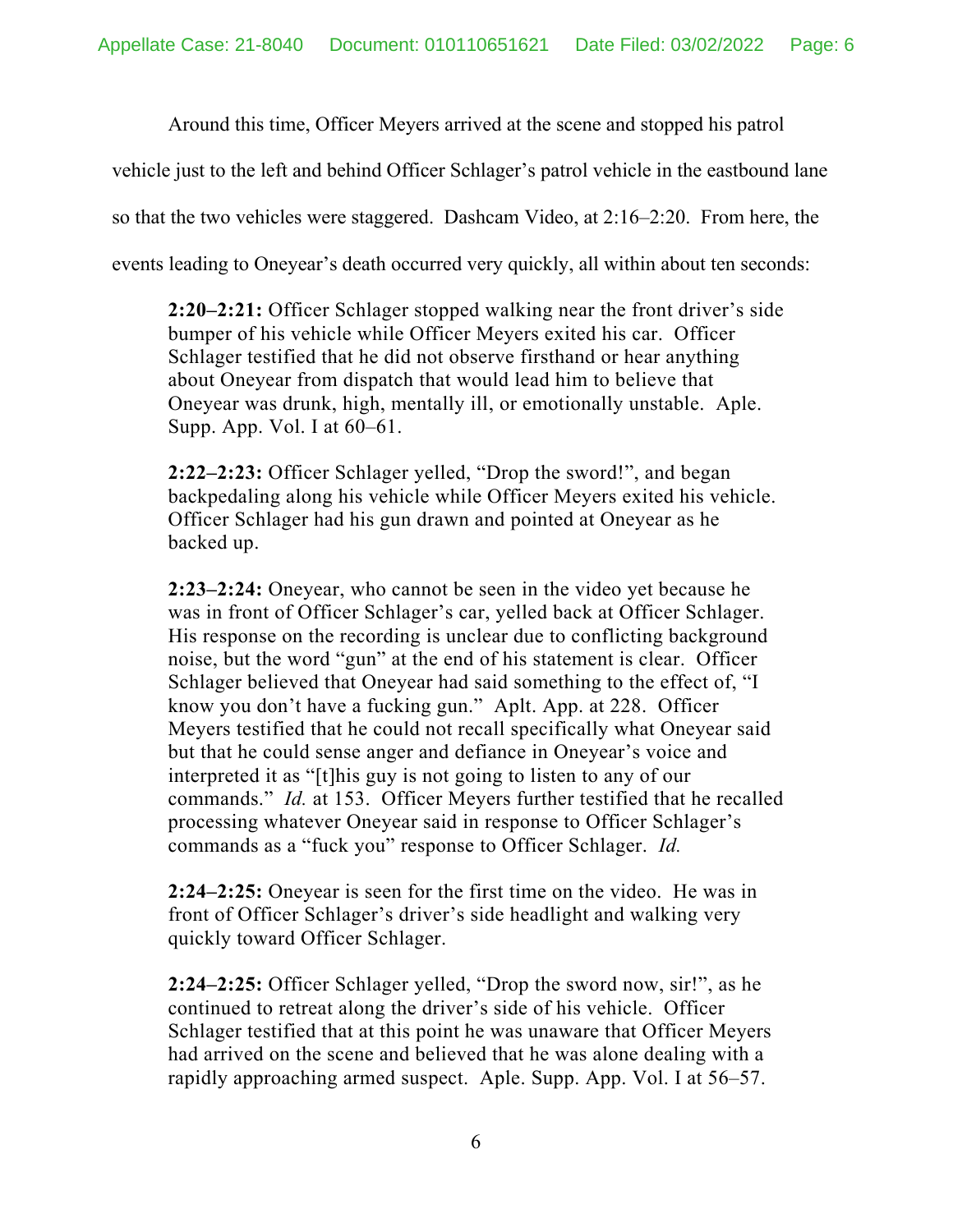Around this time, Officer Meyers arrived at the scene and stopped his patrol vehicle just to the left and behind Officer Schlager's patrol vehicle in the eastbound lane so that the two vehicles were staggered. Dashcam Video, at 2:16–2:20. From here, the events leading to Oneyear's death occurred very quickly, all within about ten seconds:

> **2:20–2:21:** Officer Schlager stopped walking near the front driver's side bumper of his vehicle while Officer Meyers exited his car. Officer Schlager testified that he did not observe firsthand or hear anything about Oneyear from dispatch that would lead him to believe that Oneyear was drunk, high, mentally ill, or emotionally unstable. Aple. Supp. App. Vol. I at 60–61.
>
> **2:22–2:23:** Officer Schlager yelled, "Drop the sword!", and began backpedaling along his vehicle while Officer Meyers exited his vehicle. Officer Schlager had his gun drawn and pointed at Oneyear as he backed up.
>
> **2:23–2:24:** Oneyear, who cannot be seen in the video yet because he was in front of Officer Schlager's car, yelled back at Officer Schlager. His response on the recording is unclear due to conflicting background noise, but the word "gun" at the end of his statement is clear. Officer Schlager believed that Oneyear had said something to the effect of, "I know you don't have a fucking gun." Aplt. App. at 228. Officer Meyers testified that he could not recall specifically what Oneyear said but that he could sense anger and defiance in Oneyear's voice and interpreted it as "[t]his guy is not going to listen to any of our commands." *Id.* at 153. Officer Meyers further testified that he recalled processing whatever Oneyear said in response to Officer Schlager's commands as a "fuck you" response to Officer Schlager. *Id.*
>
> **2:24–2:25:** Oneyear is seen for the first time on the video. He was in front of Officer Schlager's driver's side headlight and walking very quickly toward Officer Schlager.
>
> **2:24–2:25:** Officer Schlager yelled, "Drop the sword now, sir!", as he continued to retreat along the driver's side of his vehicle. Officer Schlager testified that at this point he was unaware that Officer Meyers had arrived on the scene and believed that he was alone dealing with a rapidly approaching armed suspect. Aple. Supp. App. Vol. I at 56–57.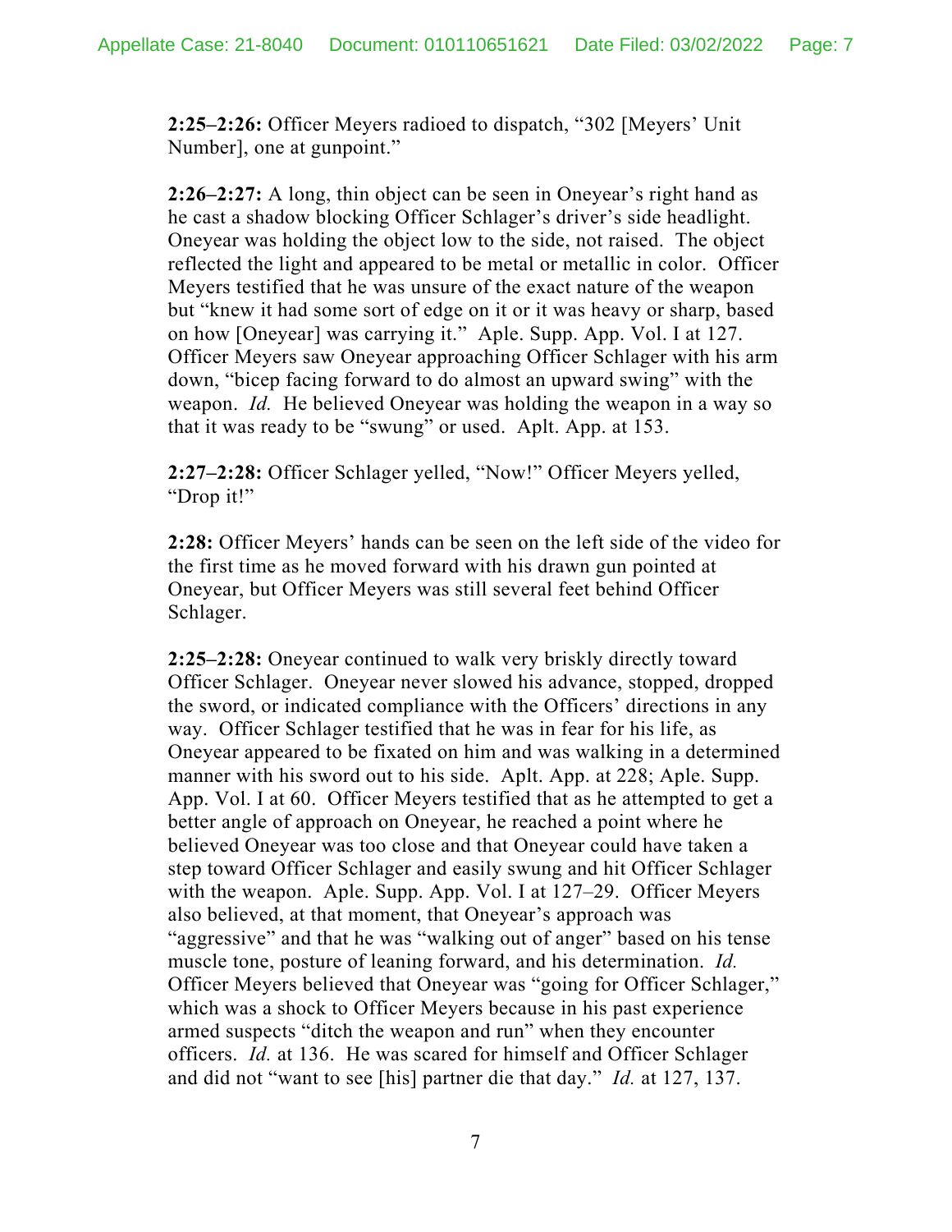**2:25–2:26:** Officer Meyers radioed to dispatch, "302 [Meyers' Unit Number], one at gunpoint."

**2:26–2:27:** A long, thin object can be seen in Oneyear's right hand as he cast a shadow blocking Officer Schlager's driver's side headlight. Oneyear was holding the object low to the side, not raised. The object reflected the light and appeared to be metal or metallic in color. Officer Meyers testified that he was unsure of the exact nature of the weapon but "knew it had some sort of edge on it or it was heavy or sharp, based on how [Oneyear] was carrying it." Aple. Supp. App. Vol. I at 127. Officer Meyers saw Oneyear approaching Officer Schlager with his arm down, "bicep facing forward to do almost an upward swing" with the weapon. *Id.* He believed Oneyear was holding the weapon in a way so that it was ready to be "swung" or used. Aplt. App. at 153.

**2:27–2:28:** Officer Schlager yelled, "Now!" Officer Meyers yelled, "Drop it!"

**2:28:** Officer Meyers' hands can be seen on the left side of the video for the first time as he moved forward with his drawn gun pointed at Oneyear, but Officer Meyers was still several feet behind Officer Schlager.

**2:25–2:28:** Oneyear continued to walk very briskly directly toward Officer Schlager. Oneyear never slowed his advance, stopped, dropped the sword, or indicated compliance with the Officers' directions in any way. Officer Schlager testified that he was in fear for his life, as Oneyear appeared to be fixated on him and was walking in a determined manner with his sword out to his side. Aplt. App. at 228; Aple. Supp. App. Vol. I at 60. Officer Meyers testified that as he attempted to get a better angle of approach on Oneyear, he reached a point where he believed Oneyear was too close and that Oneyear could have taken a step toward Officer Schlager and easily swung and hit Officer Schlager with the weapon. Aple. Supp. App. Vol. I at 127–29. Officer Meyers also believed, at that moment, that Oneyear's approach was "aggressive" and that he was "walking out of anger" based on his tense muscle tone, posture of leaning forward, and his determination. *Id.* Officer Meyers believed that Oneyear was "going for Officer Schlager," which was a shock to Officer Meyers because in his past experience armed suspects "ditch the weapon and run" when they encounter officers. *Id.* at 136. He was scared for himself and Officer Schlager and did not "want to see [his] partner die that day." *Id.* at 127, 137.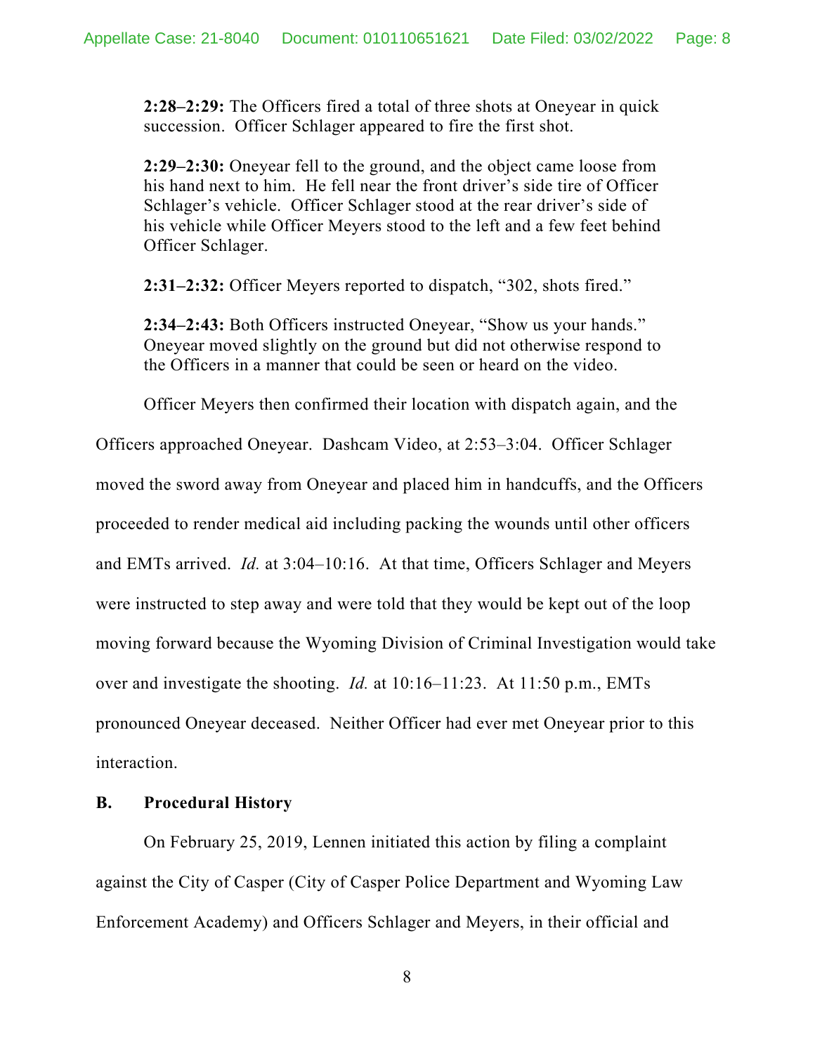**2:28–2:29:** The Officers fired a total of three shots at Oneyear in quick succession. Officer Schlager appeared to fire the first shot.

**2:29–2:30:** Oneyear fell to the ground, and the object came loose from his hand next to him. He fell near the front driver's side tire of Officer Schlager's vehicle. Officer Schlager stood at the rear driver's side of his vehicle while Officer Meyers stood to the left and a few feet behind Officer Schlager.

**2:31–2:32:** Officer Meyers reported to dispatch, "302, shots fired."

**2:34–2:43:** Both Officers instructed Oneyear, "Show us your hands." Oneyear moved slightly on the ground but did not otherwise respond to the Officers in a manner that could be seen or heard on the video.

Officer Meyers then confirmed their location with dispatch again, and the Officers approached Oneyear. Dashcam Video, at 2:53–3:04. Officer Schlager moved the sword away from Oneyear and placed him in handcuffs, and the Officers proceeded to render medical aid including packing the wounds until other officers and EMTs arrived. *Id.* at 3:04–10:16. At that time, Officers Schlager and Meyers were instructed to step away and were told that they would be kept out of the loop moving forward because the Wyoming Division of Criminal Investigation would take over and investigate the shooting. *Id.* at 10:16–11:23. At 11:50 p.m., EMTs pronounced Oneyear deceased. Neither Officer had ever met Oneyear prior to this interaction.

### B. Procedural History

On February 25, 2019, Lennen initiated this action by filing a complaint against the City of Casper (City of Casper Police Department and Wyoming Law Enforcement Academy) and Officers Schlager and Meyers, in their official and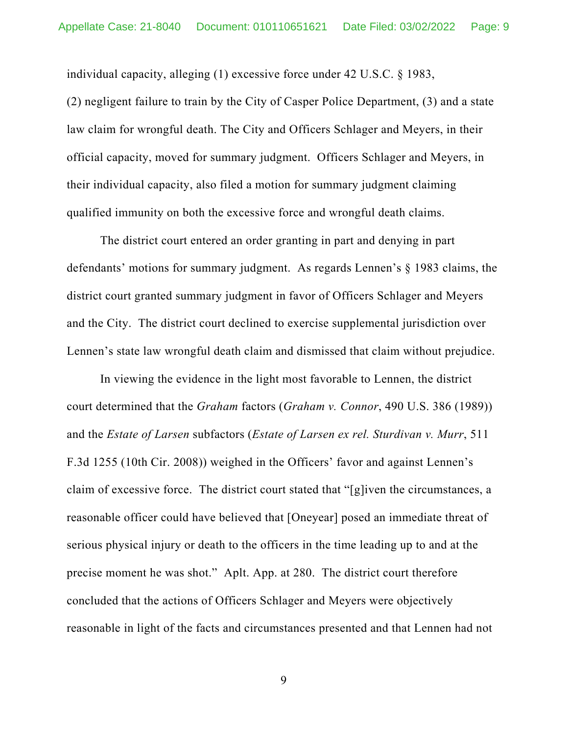individual capacity, alleging (1) excessive force under 42 U.S.C. § 1983, (2) negligent failure to train by the City of Casper Police Department, (3) and a state law claim for wrongful death. The City and Officers Schlager and Meyers, in their official capacity, moved for summary judgment. Officers Schlager and Meyers, in their individual capacity, also filed a motion for summary judgment claiming qualified immunity on both the excessive force and wrongful death claims.

The district court entered an order granting in part and denying in part defendants' motions for summary judgment. As regards Lennen's § 1983 claims, the district court granted summary judgment in favor of Officers Schlager and Meyers and the City. The district court declined to exercise supplemental jurisdiction over Lennen's state law wrongful death claim and dismissed that claim without prejudice.

In viewing the evidence in the light most favorable to Lennen, the district court determined that the *Graham* factors (*Graham v. Connor*, 490 U.S. 386 (1989)) and the *Estate of Larsen* subfactors (*Estate of Larsen ex rel. Sturdivan v. Murr*, 511 F.3d 1255 (10th Cir. 2008)) weighed in the Officers' favor and against Lennen's claim of excessive force. The district court stated that "[g]iven the circumstances, a reasonable officer could have believed that [Oneyear] posed an immediate threat of serious physical injury or death to the officers in the time leading up to and at the precise moment he was shot." Aplt. App. at 280. The district court therefore concluded that the actions of Officers Schlager and Meyers were objectively reasonable in light of the facts and circumstances presented and that Lennen had not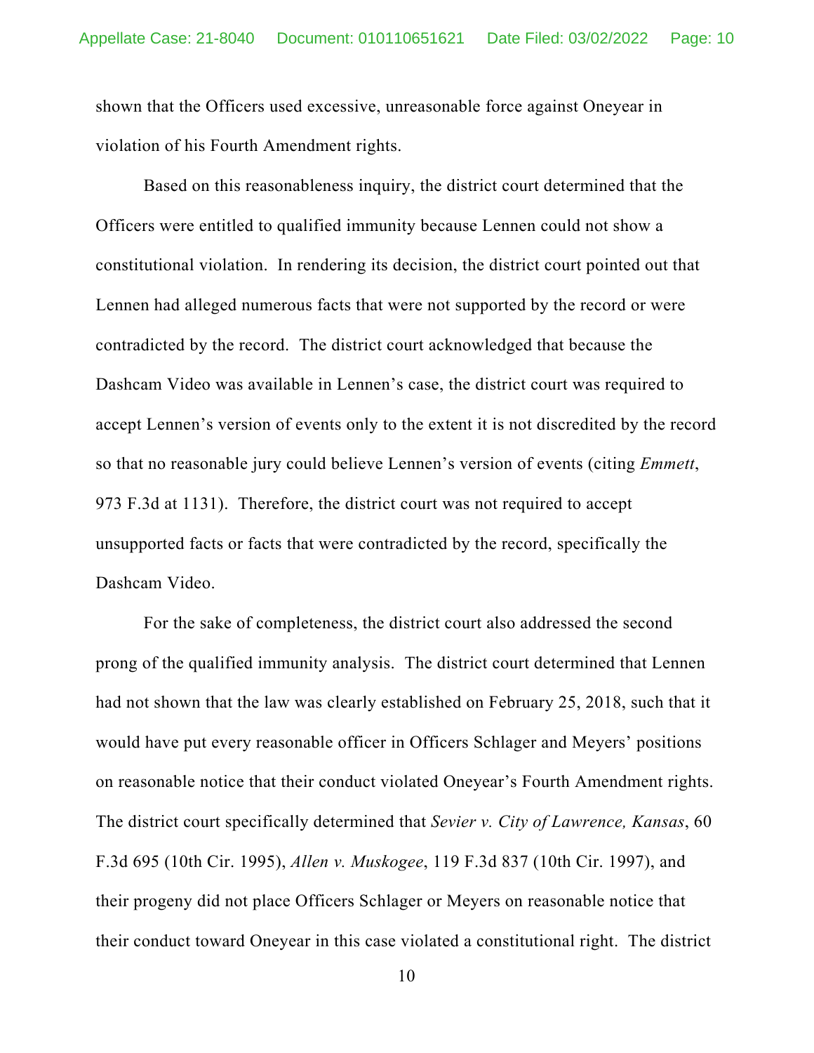shown that the Officers used excessive, unreasonable force against Oneyear in violation of his Fourth Amendment rights.

Based on this reasonableness inquiry, the district court determined that the Officers were entitled to qualified immunity because Lennen could not show a constitutional violation. In rendering its decision, the district court pointed out that Lennen had alleged numerous facts that were not supported by the record or were contradicted by the record. The district court acknowledged that because the Dashcam Video was available in Lennen's case, the district court was required to accept Lennen's version of events only to the extent it is not discredited by the record so that no reasonable jury could believe Lennen's version of events (citing *Emmett*, 973 F.3d at 1131). Therefore, the district court was not required to accept unsupported facts or facts that were contradicted by the record, specifically the Dashcam Video.

For the sake of completeness, the district court also addressed the second prong of the qualified immunity analysis. The district court determined that Lennen had not shown that the law was clearly established on February 25, 2018, such that it would have put every reasonable officer in Officers Schlager and Meyers' positions on reasonable notice that their conduct violated Oneyear's Fourth Amendment rights. The district court specifically determined that *Sevier v. City of Lawrence, Kansas*, 60 F.3d 695 (10th Cir. 1995), *Allen v. Muskogee*, 119 F.3d 837 (10th Cir. 1997), and their progeny did not place Officers Schlager or Meyers on reasonable notice that their conduct toward Oneyear in this case violated a constitutional right. The district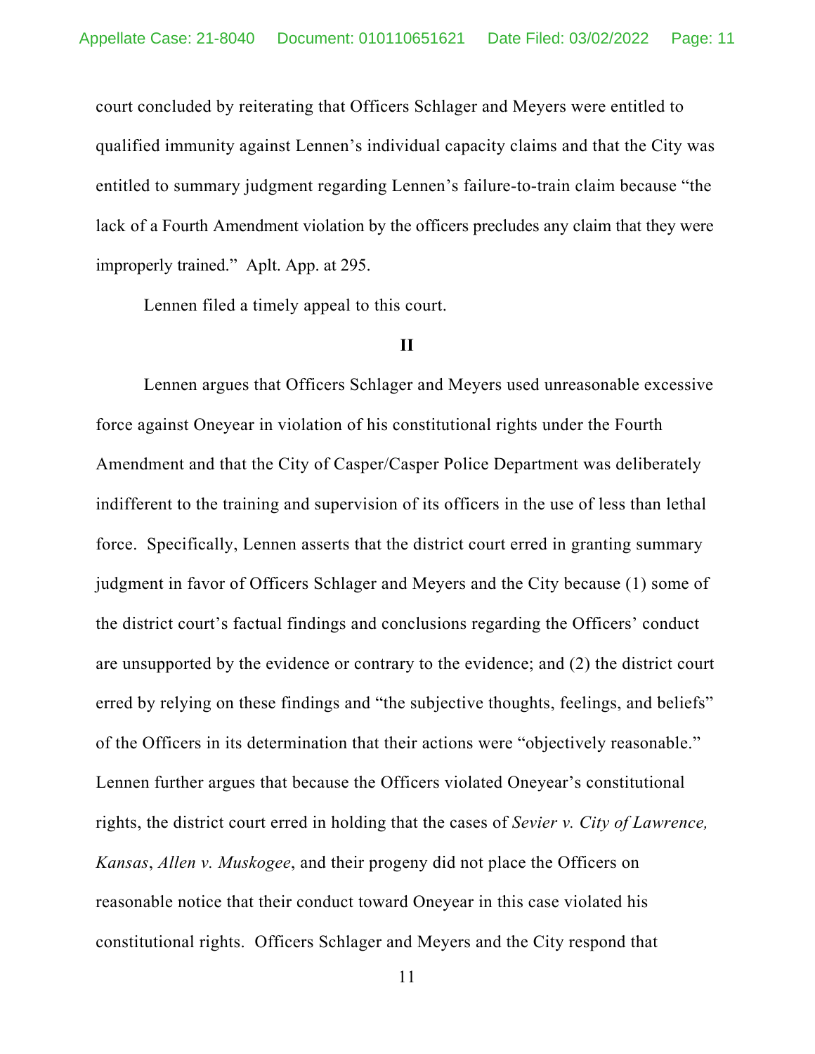court concluded by reiterating that Officers Schlager and Meyers were entitled to qualified immunity against Lennen's individual capacity claims and that the City was entitled to summary judgment regarding Lennen's failure-to-train claim because "the lack of a Fourth Amendment violation by the officers precludes any claim that they were improperly trained." Aplt. App. at 295.

Lennen filed a timely appeal to this court.

## II

Lennen argues that Officers Schlager and Meyers used unreasonable excessive force against Oneyear in violation of his constitutional rights under the Fourth Amendment and that the City of Casper/Casper Police Department was deliberately indifferent to the training and supervision of its officers in the use of less than lethal force. Specifically, Lennen asserts that the district court erred in granting summary judgment in favor of Officers Schlager and Meyers and the City because (1) some of the district court's factual findings and conclusions regarding the Officers' conduct are unsupported by the evidence or contrary to the evidence; and (2) the district court erred by relying on these findings and "the subjective thoughts, feelings, and beliefs" of the Officers in its determination that their actions were "objectively reasonable." Lennen further argues that because the Officers violated Oneyear's constitutional rights, the district court erred in holding that the cases of *Sevier v. City of Lawrence, Kansas*, *Allen v. Muskogee*, and their progeny did not place the Officers on reasonable notice that their conduct toward Oneyear in this case violated his constitutional rights. Officers Schlager and Meyers and the City respond that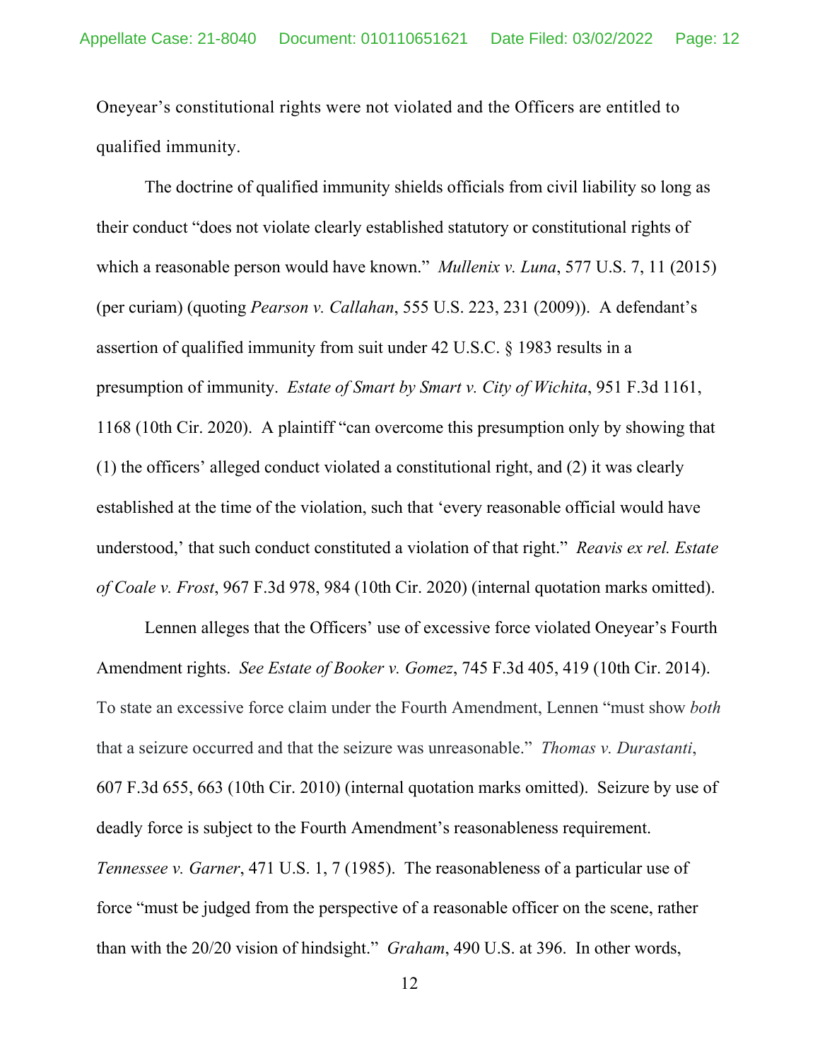Oneyear's constitutional rights were not violated and the Officers are entitled to qualified immunity.

The doctrine of qualified immunity shields officials from civil liability so long as their conduct "does not violate clearly established statutory or constitutional rights of which a reasonable person would have known." *Mullenix v. Luna*, 577 U.S. 7, 11 (2015) (per curiam) (quoting *Pearson v. Callahan*, 555 U.S. 223, 231 (2009)). A defendant's assertion of qualified immunity from suit under 42 U.S.C. § 1983 results in a presumption of immunity. *Estate of Smart by Smart v. City of Wichita*, 951 F.3d 1161, 1168 (10th Cir. 2020). A plaintiff "can overcome this presumption only by showing that (1) the officers' alleged conduct violated a constitutional right, and (2) it was clearly established at the time of the violation, such that 'every reasonable official would have understood,' that such conduct constituted a violation of that right." *Reavis ex rel. Estate of Coale v. Frost*, 967 F.3d 978, 984 (10th Cir. 2020) (internal quotation marks omitted).

Lennen alleges that the Officers' use of excessive force violated Oneyear's Fourth Amendment rights. *See Estate of Booker v. Gomez*, 745 F.3d 405, 419 (10th Cir. 2014). To state an excessive force claim under the Fourth Amendment, Lennen "must show *both* that a seizure occurred and that the seizure was unreasonable." *Thomas v. Durastanti*, 607 F.3d 655, 663 (10th Cir. 2010) (internal quotation marks omitted). Seizure by use of deadly force is subject to the Fourth Amendment's reasonableness requirement. *Tennessee v. Garner*, 471 U.S. 1, 7 (1985). The reasonableness of a particular use of force "must be judged from the perspective of a reasonable officer on the scene, rather than with the 20/20 vision of hindsight." *Graham*, 490 U.S. at 396. In other words,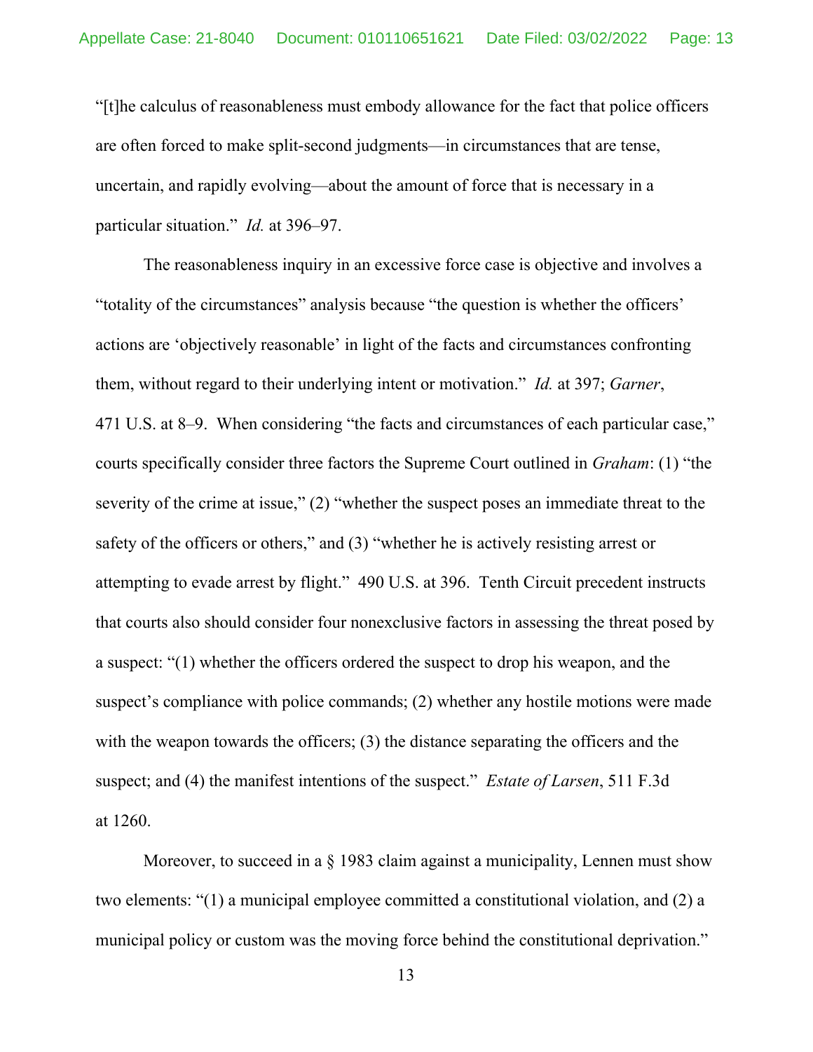"[t]he calculus of reasonableness must embody allowance for the fact that police officers are often forced to make split-second judgments—in circumstances that are tense, uncertain, and rapidly evolving—about the amount of force that is necessary in a particular situation." *Id.* at 396–97.

The reasonableness inquiry in an excessive force case is objective and involves a "totality of the circumstances" analysis because "the question is whether the officers' actions are 'objectively reasonable' in light of the facts and circumstances confronting them, without regard to their underlying intent or motivation." *Id.* at 397; *Garner*, 471 U.S. at 8–9. When considering "the facts and circumstances of each particular case," courts specifically consider three factors the Supreme Court outlined in *Graham*: (1) "the severity of the crime at issue," (2) "whether the suspect poses an immediate threat to the safety of the officers or others," and (3) "whether he is actively resisting arrest or attempting to evade arrest by flight." 490 U.S. at 396. Tenth Circuit precedent instructs that courts also should consider four nonexclusive factors in assessing the threat posed by a suspect: "(1) whether the officers ordered the suspect to drop his weapon, and the suspect's compliance with police commands; (2) whether any hostile motions were made with the weapon towards the officers; (3) the distance separating the officers and the suspect; and (4) the manifest intentions of the suspect." *Estate of Larsen*, 511 F.3d at 1260.

Moreover, to succeed in a § 1983 claim against a municipality, Lennen must show two elements: "(1) a municipal employee committed a constitutional violation, and (2) a municipal policy or custom was the moving force behind the constitutional deprivation."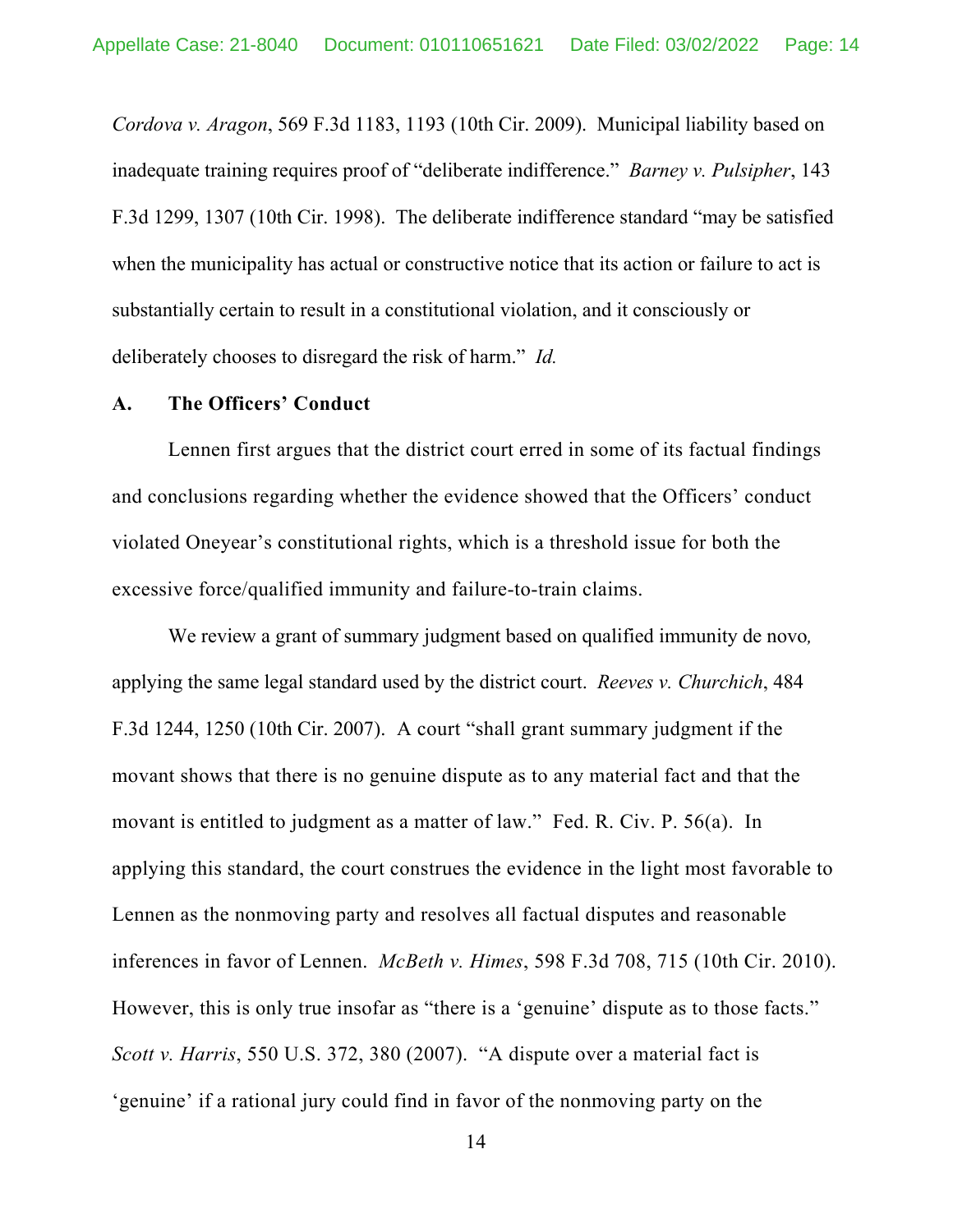*Cordova v. Aragon*, 569 F.3d 1183, 1193 (10th Cir. 2009). Municipal liability based on inadequate training requires proof of "deliberate indifference." *Barney v. Pulsipher*, 143 F.3d 1299, 1307 (10th Cir. 1998). The deliberate indifference standard "may be satisfied when the municipality has actual or constructive notice that its action or failure to act is substantially certain to result in a constitutional violation, and it consciously or deliberately chooses to disregard the risk of harm." *Id.*

**A. The Officers' Conduct**

Lennen first argues that the district court erred in some of its factual findings and conclusions regarding whether the evidence showed that the Officers' conduct violated Oneyear's constitutional rights, which is a threshold issue for both the excessive force/qualified immunity and failure-to-train claims.

We review a grant of summary judgment based on qualified immunity de novo*,* applying the same legal standard used by the district court. *Reeves v. Churchich*, 484 F.3d 1244, 1250 (10th Cir. 2007). A court "shall grant summary judgment if the movant shows that there is no genuine dispute as to any material fact and that the movant is entitled to judgment as a matter of law." Fed. R. Civ. P. 56(a). In applying this standard, the court construes the evidence in the light most favorable to Lennen as the nonmoving party and resolves all factual disputes and reasonable inferences in favor of Lennen. *McBeth v. Himes*, 598 F.3d 708, 715 (10th Cir. 2010). However, this is only true insofar as "there is a 'genuine' dispute as to those facts." *Scott v. Harris*, 550 U.S. 372, 380 (2007). "A dispute over a material fact is 'genuine' if a rational jury could find in favor of the nonmoving party on the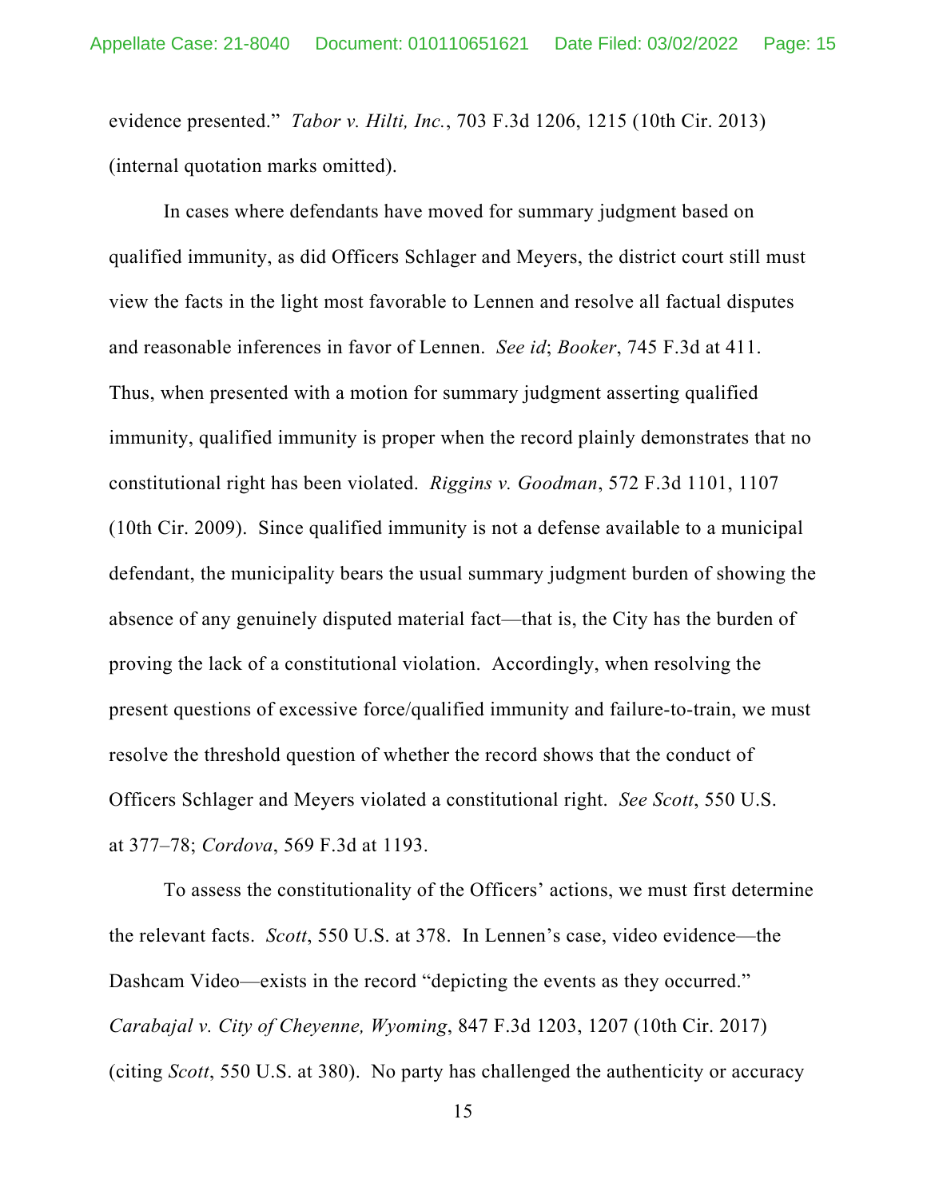evidence presented." *Tabor v. Hilti, Inc.*, 703 F.3d 1206, 1215 (10th Cir. 2013) (internal quotation marks omitted).

In cases where defendants have moved for summary judgment based on qualified immunity, as did Officers Schlager and Meyers, the district court still must view the facts in the light most favorable to Lennen and resolve all factual disputes and reasonable inferences in favor of Lennen. *See id*; *Booker*, 745 F.3d at 411. Thus, when presented with a motion for summary judgment asserting qualified immunity, qualified immunity is proper when the record plainly demonstrates that no constitutional right has been violated. *Riggins v. Goodman*, 572 F.3d 1101, 1107 (10th Cir. 2009). Since qualified immunity is not a defense available to a municipal defendant, the municipality bears the usual summary judgment burden of showing the absence of any genuinely disputed material fact—that is, the City has the burden of proving the lack of a constitutional violation. Accordingly, when resolving the present questions of excessive force/qualified immunity and failure-to-train, we must resolve the threshold question of whether the record shows that the conduct of Officers Schlager and Meyers violated a constitutional right. *See Scott*, 550 U.S. at 377–78; *Cordova*, 569 F.3d at 1193.

To assess the constitutionality of the Officers' actions, we must first determine the relevant facts. *Scott*, 550 U.S. at 378. In Lennen's case, video evidence—the Dashcam Video—exists in the record "depicting the events as they occurred." *Carabajal v. City of Cheyenne, Wyoming*, 847 F.3d 1203, 1207 (10th Cir. 2017) (citing *Scott*, 550 U.S. at 380). No party has challenged the authenticity or accuracy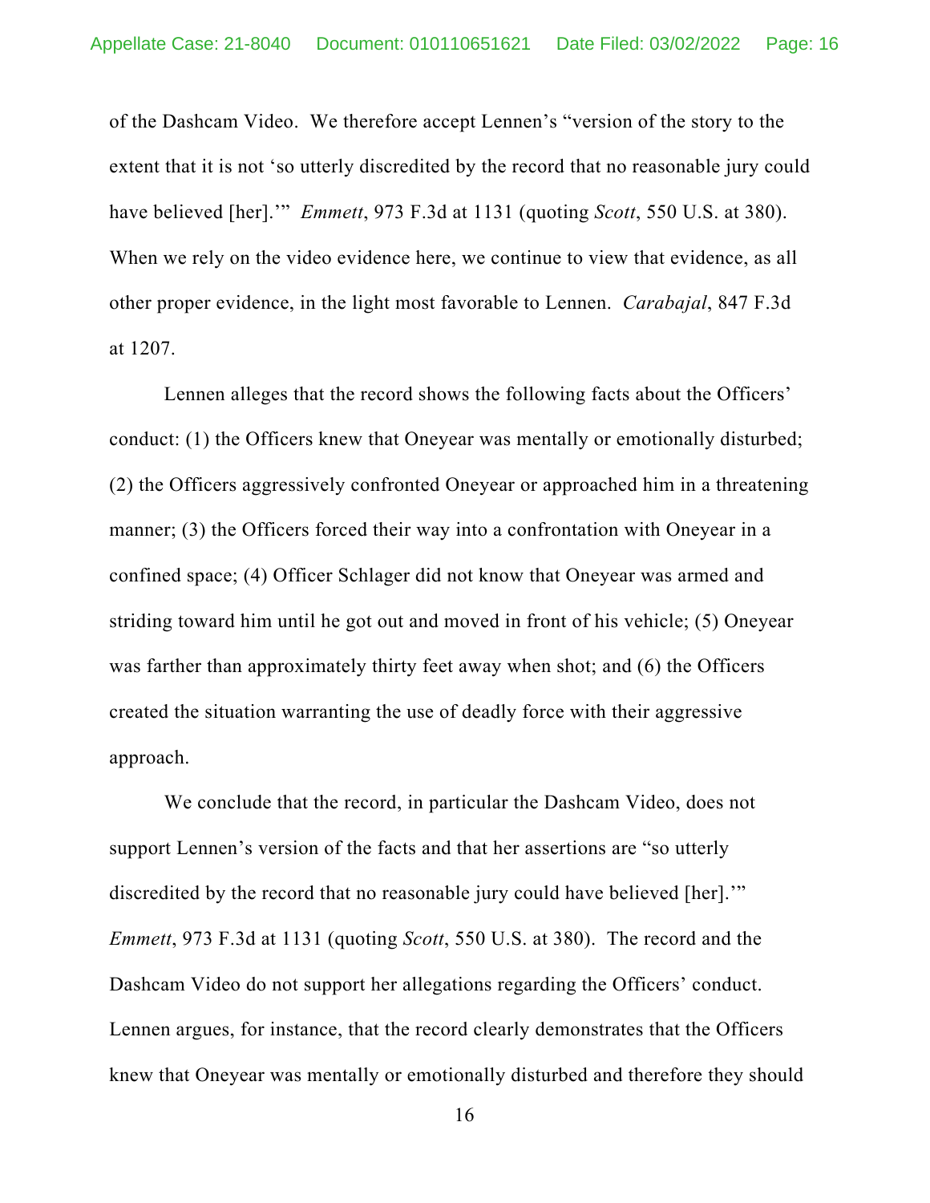of the Dashcam Video. We therefore accept Lennen's "version of the story to the extent that it is not 'so utterly discredited by the record that no reasonable jury could have believed [her].'" *Emmett*, 973 F.3d at 1131 (quoting *Scott*, 550 U.S. at 380). When we rely on the video evidence here, we continue to view that evidence, as all other proper evidence, in the light most favorable to Lennen. *Carabajal*, 847 F.3d at 1207.

Lennen alleges that the record shows the following facts about the Officers' conduct: (1) the Officers knew that Oneyear was mentally or emotionally disturbed; (2) the Officers aggressively confronted Oneyear or approached him in a threatening manner; (3) the Officers forced their way into a confrontation with Oneyear in a confined space; (4) Officer Schlager did not know that Oneyear was armed and striding toward him until he got out and moved in front of his vehicle; (5) Oneyear was farther than approximately thirty feet away when shot; and (6) the Officers created the situation warranting the use of deadly force with their aggressive approach.

We conclude that the record, in particular the Dashcam Video, does not support Lennen's version of the facts and that her assertions are "so utterly discredited by the record that no reasonable jury could have believed [her].'" *Emmett*, 973 F.3d at 1131 (quoting *Scott*, 550 U.S. at 380). The record and the Dashcam Video do not support her allegations regarding the Officers' conduct. Lennen argues, for instance, that the record clearly demonstrates that the Officers knew that Oneyear was mentally or emotionally disturbed and therefore they should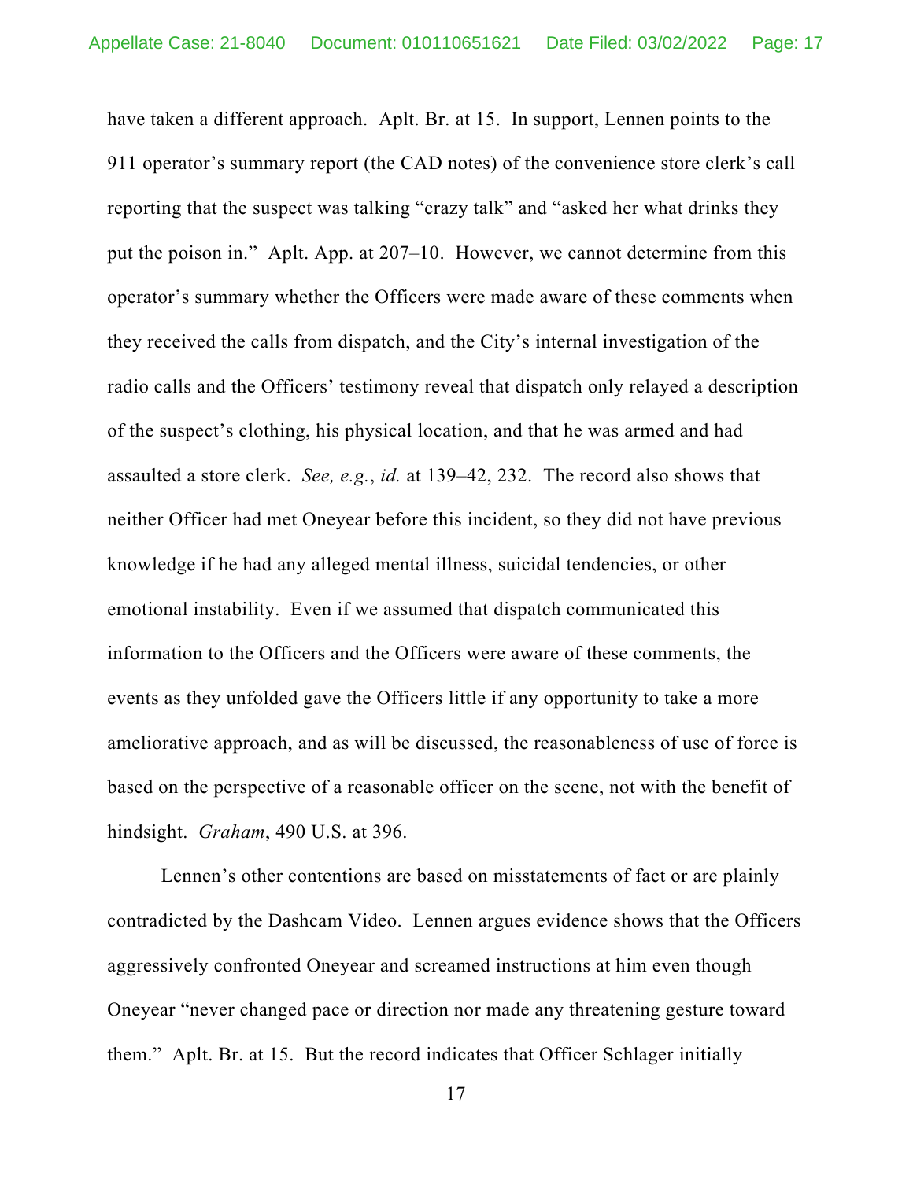have taken a different approach. Aplt. Br. at 15. In support, Lennen points to the 911 operator's summary report (the CAD notes) of the convenience store clerk's call reporting that the suspect was talking "crazy talk" and "asked her what drinks they put the poison in." Aplt. App. at 207–10. However, we cannot determine from this operator's summary whether the Officers were made aware of these comments when they received the calls from dispatch, and the City's internal investigation of the radio calls and the Officers' testimony reveal that dispatch only relayed a description of the suspect's clothing, his physical location, and that he was armed and had assaulted a store clerk. *See, e.g.*, *id.* at 139–42, 232. The record also shows that neither Officer had met Oneyear before this incident, so they did not have previous knowledge if he had any alleged mental illness, suicidal tendencies, or other emotional instability. Even if we assumed that dispatch communicated this information to the Officers and the Officers were aware of these comments, the events as they unfolded gave the Officers little if any opportunity to take a more ameliorative approach, and as will be discussed, the reasonableness of use of force is based on the perspective of a reasonable officer on the scene, not with the benefit of hindsight. *Graham*, 490 U.S. at 396.

Lennen's other contentions are based on misstatements of fact or are plainly contradicted by the Dashcam Video. Lennen argues evidence shows that the Officers aggressively confronted Oneyear and screamed instructions at him even though Oneyear "never changed pace or direction nor made any threatening gesture toward them." Aplt. Br. at 15. But the record indicates that Officer Schlager initially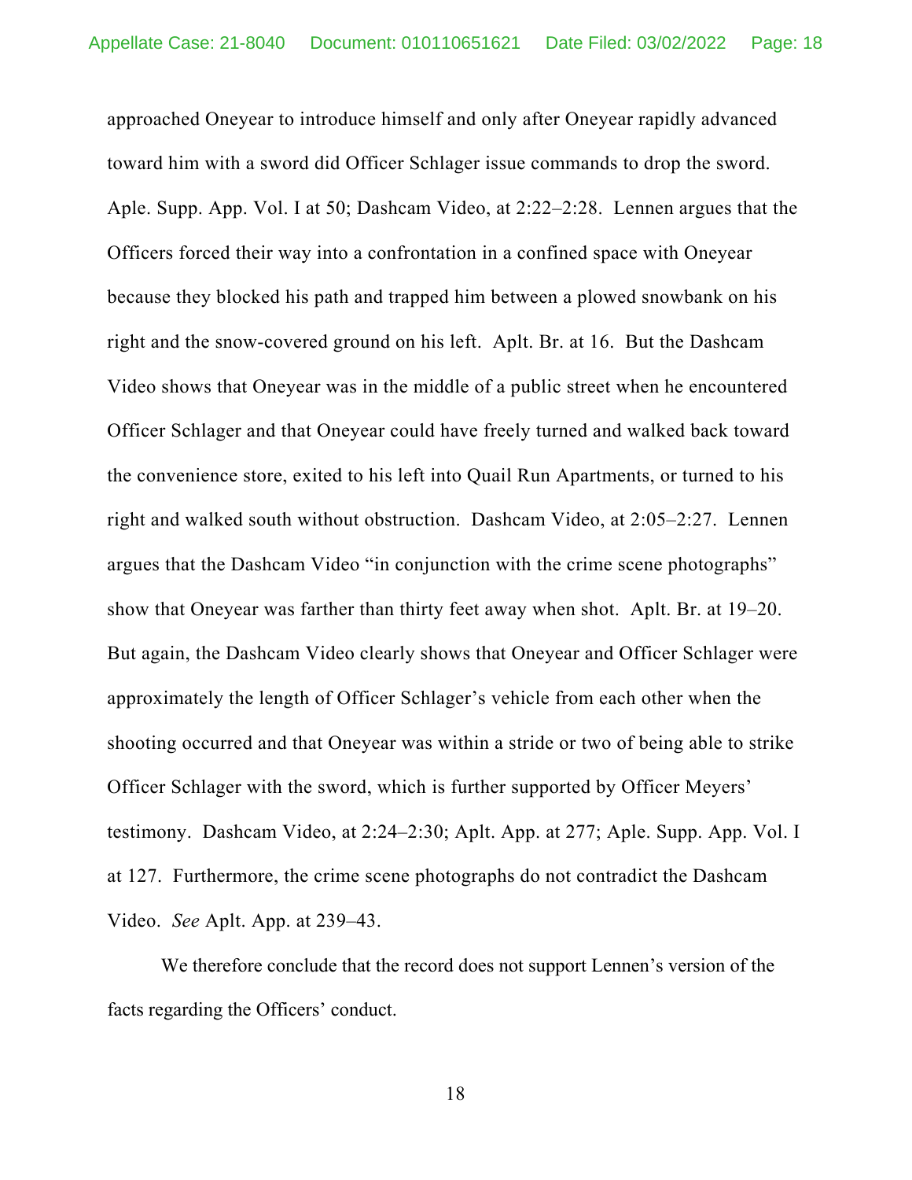approached Oneyear to introduce himself and only after Oneyear rapidly advanced toward him with a sword did Officer Schlager issue commands to drop the sword. Aple. Supp. App. Vol. I at 50; Dashcam Video, at 2:22–2:28. Lennen argues that the Officers forced their way into a confrontation in a confined space with Oneyear because they blocked his path and trapped him between a plowed snowbank on his right and the snow-covered ground on his left. Aplt. Br. at 16. But the Dashcam Video shows that Oneyear was in the middle of a public street when he encountered Officer Schlager and that Oneyear could have freely turned and walked back toward the convenience store, exited to his left into Quail Run Apartments, or turned to his right and walked south without obstruction. Dashcam Video, at 2:05–2:27. Lennen argues that the Dashcam Video "in conjunction with the crime scene photographs" show that Oneyear was farther than thirty feet away when shot. Aplt. Br. at 19–20. But again, the Dashcam Video clearly shows that Oneyear and Officer Schlager were approximately the length of Officer Schlager's vehicle from each other when the shooting occurred and that Oneyear was within a stride or two of being able to strike Officer Schlager with the sword, which is further supported by Officer Meyers' testimony. Dashcam Video, at 2:24–2:30; Aplt. App. at 277; Aple. Supp. App. Vol. I at 127. Furthermore, the crime scene photographs do not contradict the Dashcam Video. *See* Aplt. App. at 239–43.

We therefore conclude that the record does not support Lennen's version of the facts regarding the Officers' conduct.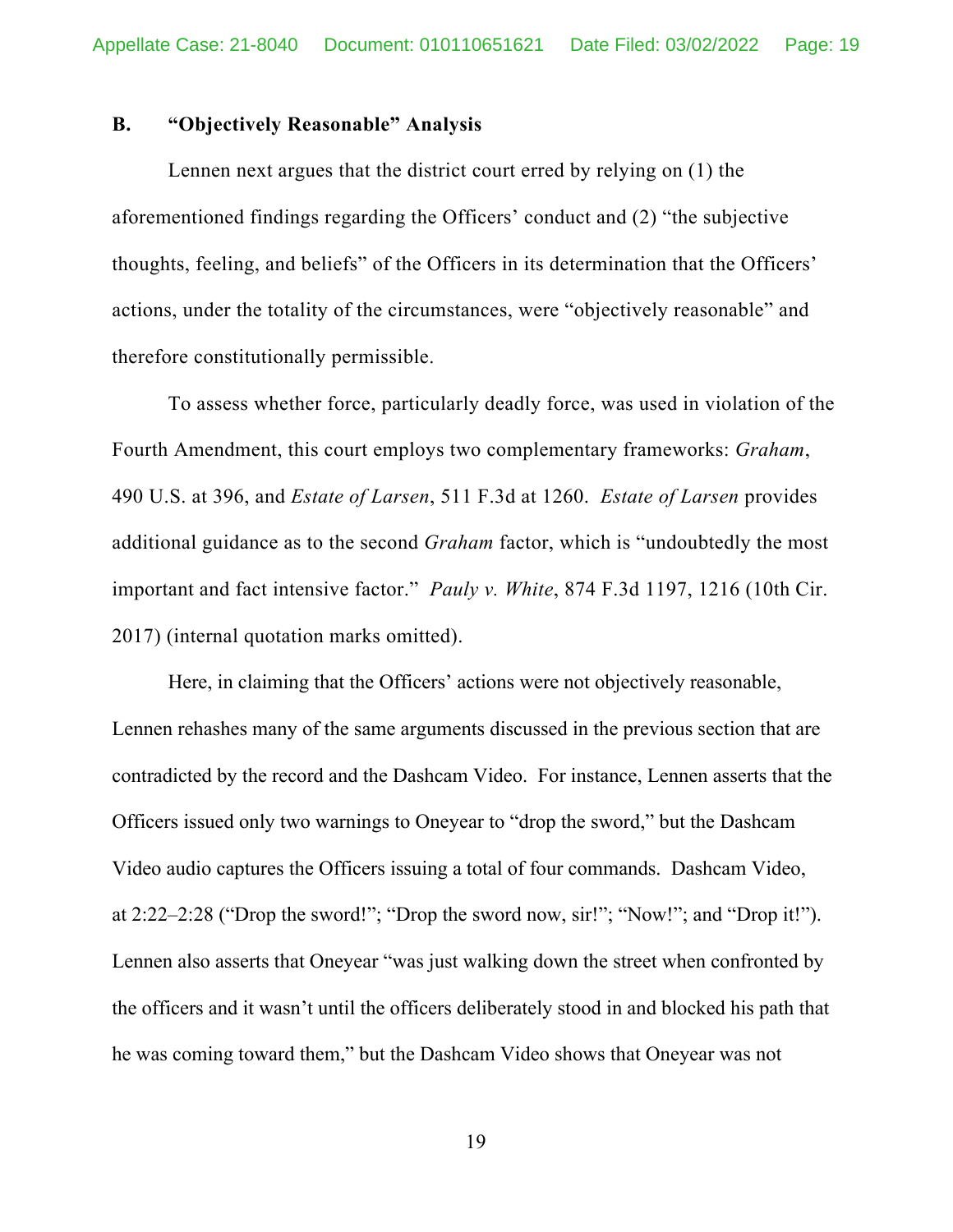### B. "Objectively Reasonable" Analysis

Lennen next argues that the district court erred by relying on (1) the aforementioned findings regarding the Officers' conduct and (2) "the subjective thoughts, feeling, and beliefs" of the Officers in its determination that the Officers' actions, under the totality of the circumstances, were "objectively reasonable" and therefore constitutionally permissible.

To assess whether force, particularly deadly force, was used in violation of the Fourth Amendment, this court employs two complementary frameworks: *Graham*, 490 U.S. at 396, and *Estate of Larsen*, 511 F.3d at 1260. *Estate of Larsen* provides additional guidance as to the second *Graham* factor, which is "undoubtedly the most important and fact intensive factor." *Pauly v. White*, 874 F.3d 1197, 1216 (10th Cir. 2017) (internal quotation marks omitted).

Here, in claiming that the Officers' actions were not objectively reasonable, Lennen rehashes many of the same arguments discussed in the previous section that are contradicted by the record and the Dashcam Video. For instance, Lennen asserts that the Officers issued only two warnings to Oneyear to "drop the sword," but the Dashcam Video audio captures the Officers issuing a total of four commands. Dashcam Video, at 2:22–2:28 ("Drop the sword!"; "Drop the sword now, sir!"; "Now!"; and "Drop it!"). Lennen also asserts that Oneyear "was just walking down the street when confronted by the officers and it wasn't until the officers deliberately stood in and blocked his path that he was coming toward them," but the Dashcam Video shows that Oneyear was not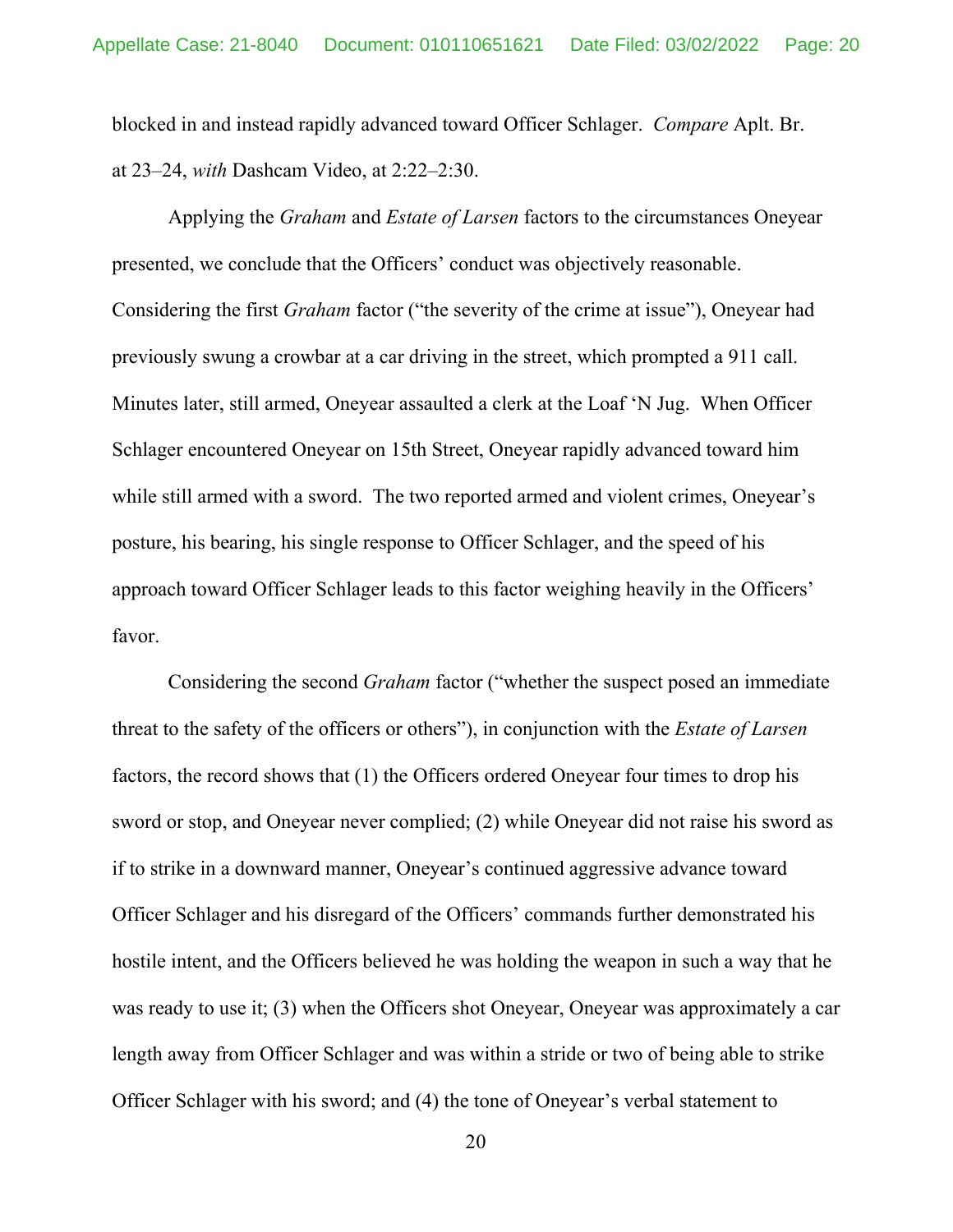blocked in and instead rapidly advanced toward Officer Schlager. *Compare* Aplt. Br. at 23–24, *with* Dashcam Video, at 2:22–2:30.

Applying the *Graham* and *Estate of Larsen* factors to the circumstances Oneyear presented, we conclude that the Officers' conduct was objectively reasonable. Considering the first *Graham* factor ("the severity of the crime at issue"), Oneyear had previously swung a crowbar at a car driving in the street, which prompted a 911 call. Minutes later, still armed, Oneyear assaulted a clerk at the Loaf 'N Jug. When Officer Schlager encountered Oneyear on 15th Street, Oneyear rapidly advanced toward him while still armed with a sword. The two reported armed and violent crimes, Oneyear's posture, his bearing, his single response to Officer Schlager, and the speed of his approach toward Officer Schlager leads to this factor weighing heavily in the Officers' favor.

Considering the second *Graham* factor ("whether the suspect posed an immediate threat to the safety of the officers or others"), in conjunction with the *Estate of Larsen* factors, the record shows that (1) the Officers ordered Oneyear four times to drop his sword or stop, and Oneyear never complied; (2) while Oneyear did not raise his sword as if to strike in a downward manner, Oneyear's continued aggressive advance toward Officer Schlager and his disregard of the Officers' commands further demonstrated his hostile intent, and the Officers believed he was holding the weapon in such a way that he was ready to use it; (3) when the Officers shot Oneyear, Oneyear was approximately a car length away from Officer Schlager and was within a stride or two of being able to strike Officer Schlager with his sword; and (4) the tone of Oneyear's verbal statement to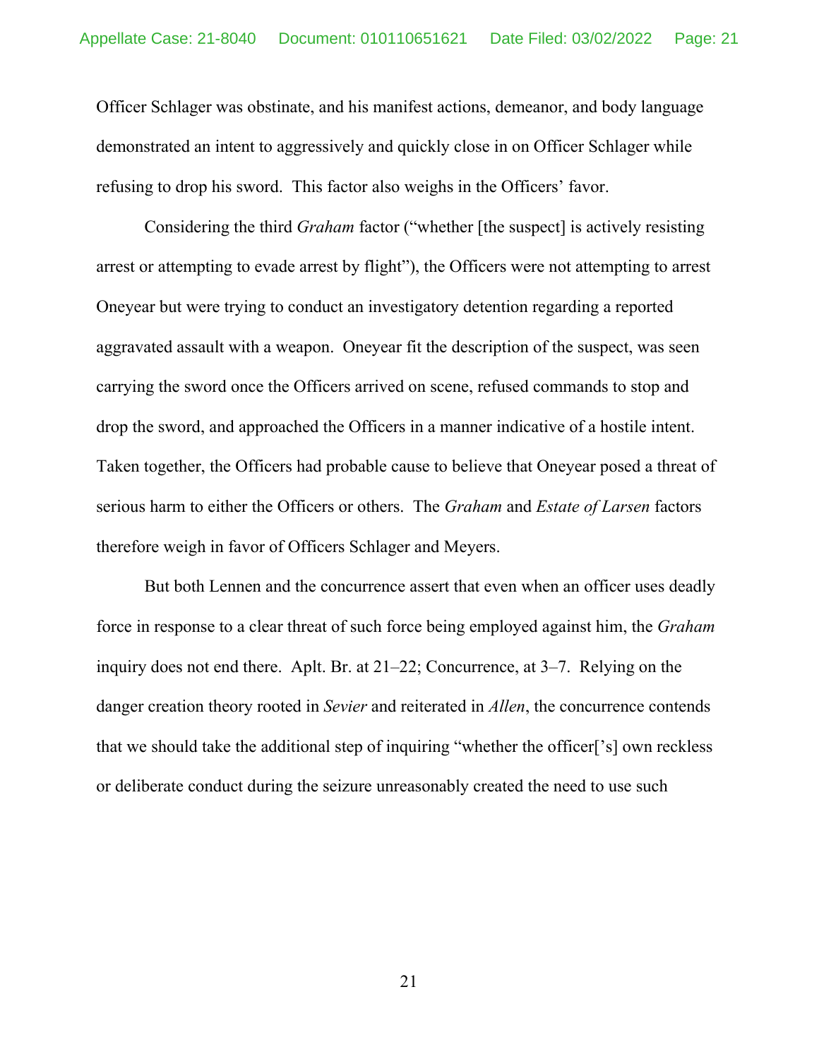Officer Schlager was obstinate, and his manifest actions, demeanor, and body language demonstrated an intent to aggressively and quickly close in on Officer Schlager while refusing to drop his sword. This factor also weighs in the Officers' favor.

Considering the third *Graham* factor ("whether [the suspect] is actively resisting arrest or attempting to evade arrest by flight"), the Officers were not attempting to arrest Oneyear but were trying to conduct an investigatory detention regarding a reported aggravated assault with a weapon. Oneyear fit the description of the suspect, was seen carrying the sword once the Officers arrived on scene, refused commands to stop and drop the sword, and approached the Officers in a manner indicative of a hostile intent. Taken together, the Officers had probable cause to believe that Oneyear posed a threat of serious harm to either the Officers or others. The *Graham* and *Estate of Larsen* factors therefore weigh in favor of Officers Schlager and Meyers.

But both Lennen and the concurrence assert that even when an officer uses deadly force in response to a clear threat of such force being employed against him, the *Graham* inquiry does not end there. Aplt. Br. at 21–22; Concurrence, at 3–7. Relying on the danger creation theory rooted in *Sevier* and reiterated in *Allen*, the concurrence contends that we should take the additional step of inquiring "whether the officer['s] own reckless or deliberate conduct during the seizure unreasonably created the need to use such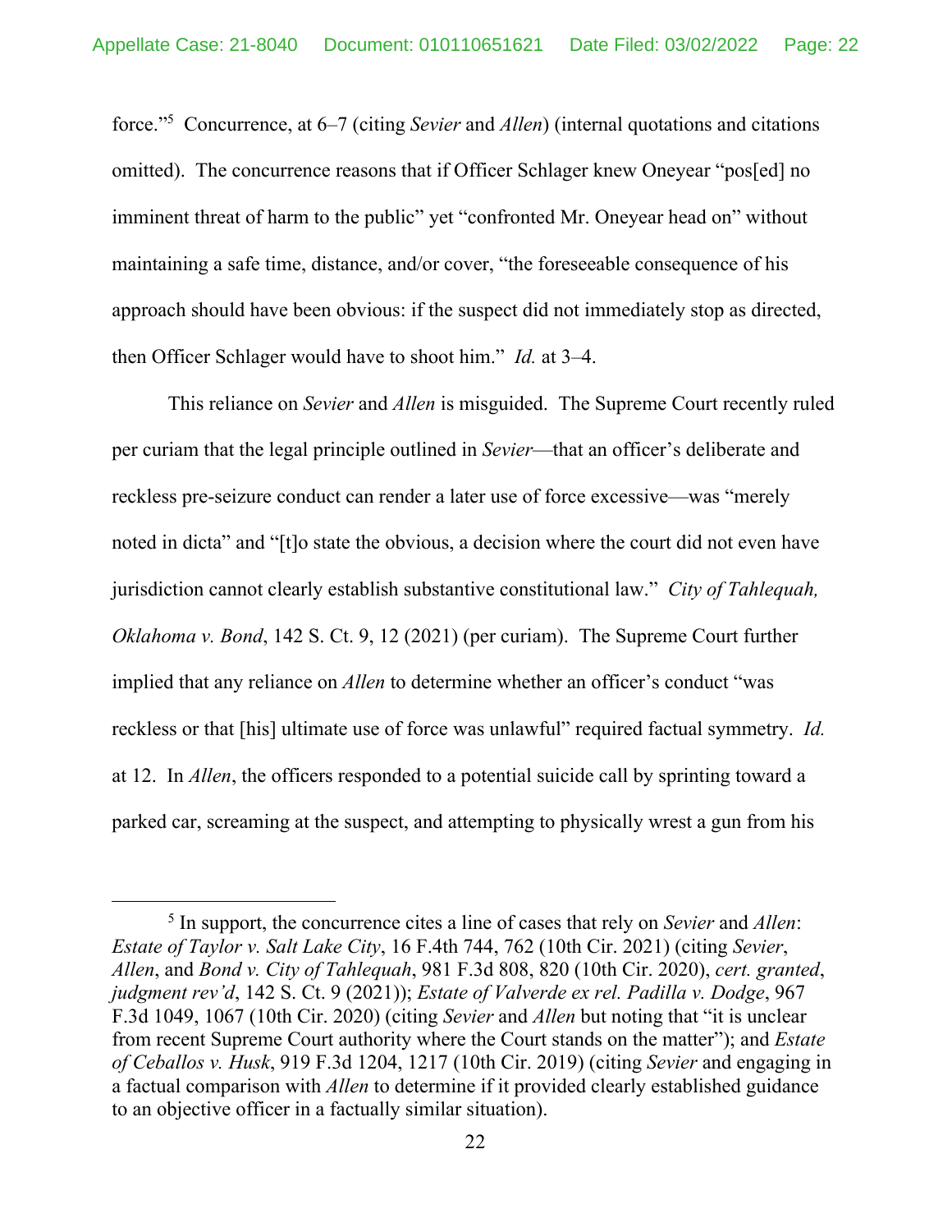force."[5] Concurrence, at 6–7 (citing *Sevier* and *Allen*) (internal quotations and citations omitted). The concurrence reasons that if Officer Schlager knew Oneyear "pos[ed] no imminent threat of harm to the public" yet "confronted Mr. Oneyear head on" without maintaining a safe time, distance, and/or cover, "the foreseeable consequence of his approach should have been obvious: if the suspect did not immediately stop as directed, then Officer Schlager would have to shoot him." *Id.* at 3–4.

This reliance on *Sevier* and *Allen* is misguided. The Supreme Court recently ruled per curiam that the legal principle outlined in *Sevier*—that an officer's deliberate and reckless pre-seizure conduct can render a later use of force excessive—was "merely noted in dicta" and "[t]o state the obvious, a decision where the court did not even have jurisdiction cannot clearly establish substantive constitutional law." *City of Tahlequah, Oklahoma v. Bond*, 142 S. Ct. 9, 12 (2021) (per curiam). The Supreme Court further implied that any reliance on *Allen* to determine whether an officer's conduct "was reckless or that [his] ultimate use of force was unlawful" required factual symmetry. *Id.* at 12. In *Allen*, the officers responded to a potential suicide call by sprinting toward a parked car, screaming at the suspect, and attempting to physically wrest a gun from his

[5] In support, the concurrence cites a line of cases that rely on *Sevier* and *Allen*: *Estate of Taylor v. Salt Lake City*, 16 F.4th 744, 762 (10th Cir. 2021) (citing *Sevier*, *Allen*, and *Bond v. City of Tahlequah*, 981 F.3d 808, 820 (10th Cir. 2020), *cert. granted*, *judgment rev'd*, 142 S. Ct. 9 (2021)); *Estate of Valverde ex rel. Padilla v. Dodge*, 967 F.3d 1049, 1067 (10th Cir. 2020) (citing *Sevier* and *Allen* but noting that "it is unclear from recent Supreme Court authority where the Court stands on the matter"); and *Estate of Ceballos v. Husk*, 919 F.3d 1204, 1217 (10th Cir. 2019) (citing *Sevier* and engaging in a factual comparison with *Allen* to determine if it provided clearly established guidance to an objective officer in a factually similar situation).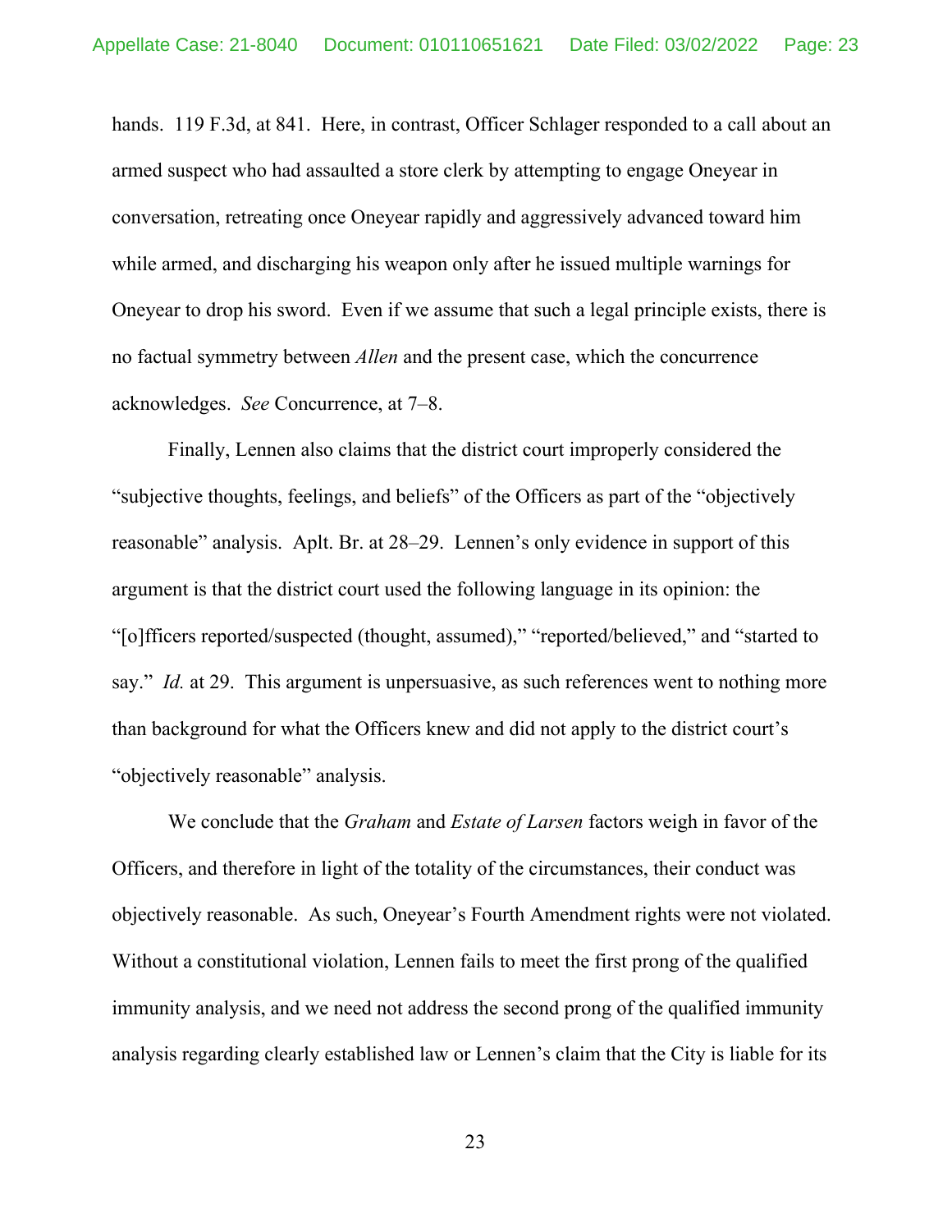hands. 119 F.3d, at 841. Here, in contrast, Officer Schlager responded to a call about an armed suspect who had assaulted a store clerk by attempting to engage Oneyear in conversation, retreating once Oneyear rapidly and aggressively advanced toward him while armed, and discharging his weapon only after he issued multiple warnings for Oneyear to drop his sword. Even if we assume that such a legal principle exists, there is no factual symmetry between *Allen* and the present case, which the concurrence acknowledges. *See* Concurrence, at 7–8.

Finally, Lennen also claims that the district court improperly considered the "subjective thoughts, feelings, and beliefs" of the Officers as part of the "objectively reasonable" analysis. Aplt. Br. at 28–29. Lennen's only evidence in support of this argument is that the district court used the following language in its opinion: the "[o]fficers reported/suspected (thought, assumed)," "reported/believed," and "started to say." *Id.* at 29. This argument is unpersuasive, as such references went to nothing more than background for what the Officers knew and did not apply to the district court's "objectively reasonable" analysis.

We conclude that the *Graham* and *Estate of Larsen* factors weigh in favor of the Officers, and therefore in light of the totality of the circumstances, their conduct was objectively reasonable. As such, Oneyear's Fourth Amendment rights were not violated. Without a constitutional violation, Lennen fails to meet the first prong of the qualified immunity analysis, and we need not address the second prong of the qualified immunity analysis regarding clearly established law or Lennen's claim that the City is liable for its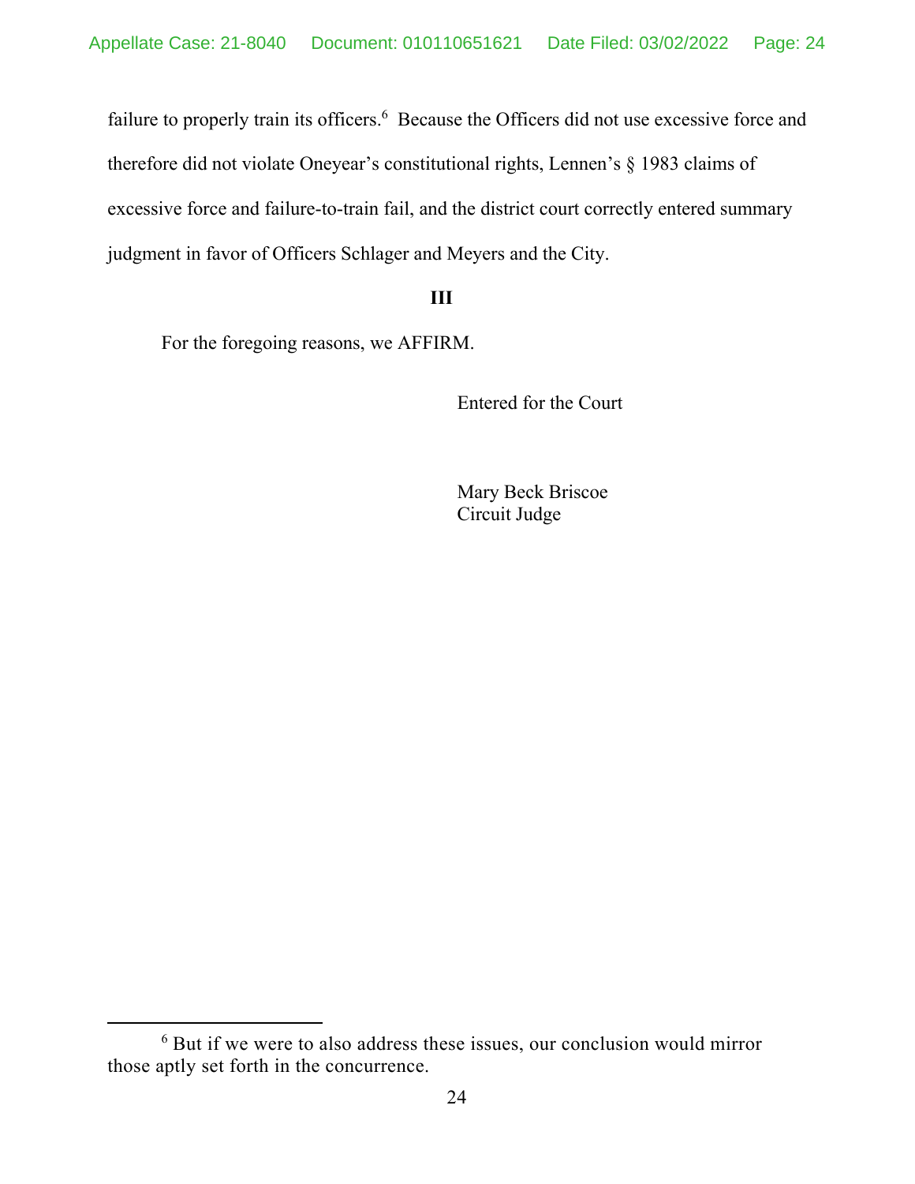failure to properly train its officers.[6] Because the Officers did not use excessive force and therefore did not violate Oneyear's constitutional rights, Lennen's § 1983 claims of excessive force and failure-to-train fail, and the district court correctly entered summary judgment in favor of Officers Schlager and Meyers and the City.

## III

For the foregoing reasons, we AFFIRM.

Entered for the Court

Mary Beck Briscoe
Circuit Judge

---

[6] But if we were to also address these issues, our conclusion would mirror those aptly set forth in the concurrence.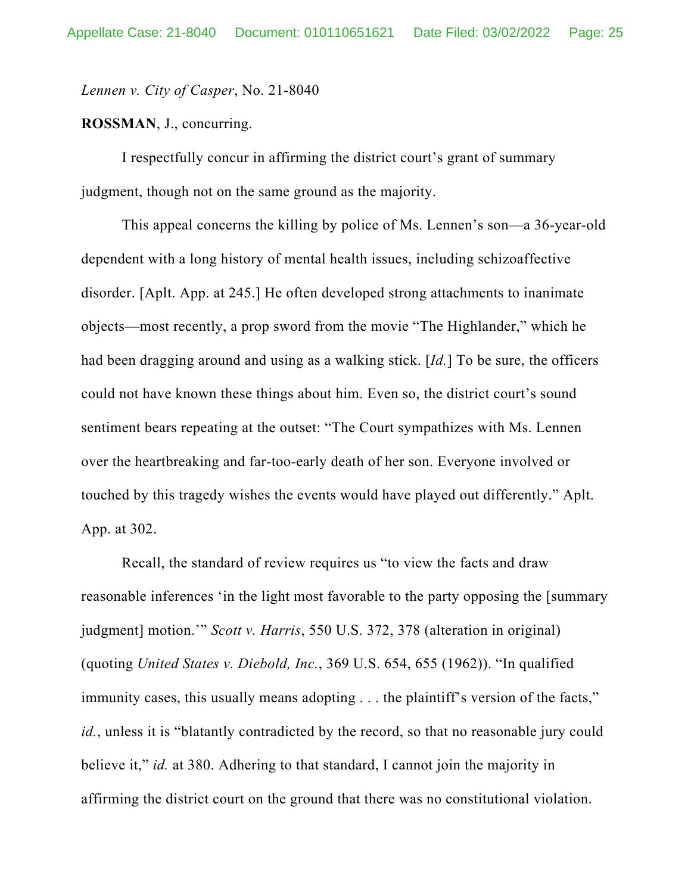*Lennen v. City of Casper*, No. 21-8040

**ROSSMAN**, J., concurring.

I respectfully concur in affirming the district court's grant of summary judgment, though not on the same ground as the majority.

This appeal concerns the killing by police of Ms. Lennen's son—a 36-year-old dependent with a long history of mental health issues, including schizoaffective disorder. [Aplt. App. at 245.] He often developed strong attachments to inanimate objects—most recently, a prop sword from the movie "The Highlander," which he had been dragging around and using as a walking stick. [*Id.*] To be sure, the officers could not have known these things about him. Even so, the district court's sound sentiment bears repeating at the outset: "The Court sympathizes with Ms. Lennen over the heartbreaking and far-too-early death of her son. Everyone involved or touched by this tragedy wishes the events would have played out differently." Aplt. App. at 302.

Recall, the standard of review requires us "to view the facts and draw reasonable inferences 'in the light most favorable to the party opposing the [summary judgment] motion.'" *Scott v. Harris*, 550 U.S. 372, 378 (alteration in original) (quoting *United States v. Diebold, Inc.*, 369 U.S. 654, 655 (1962)). "In qualified immunity cases, this usually means adopting . . . the plaintiff's version of the facts," *id.*, unless it is "blatantly contradicted by the record, so that no reasonable jury could believe it," *id.* at 380. Adhering to that standard, I cannot join the majority in affirming the district court on the ground that there was no constitutional violation.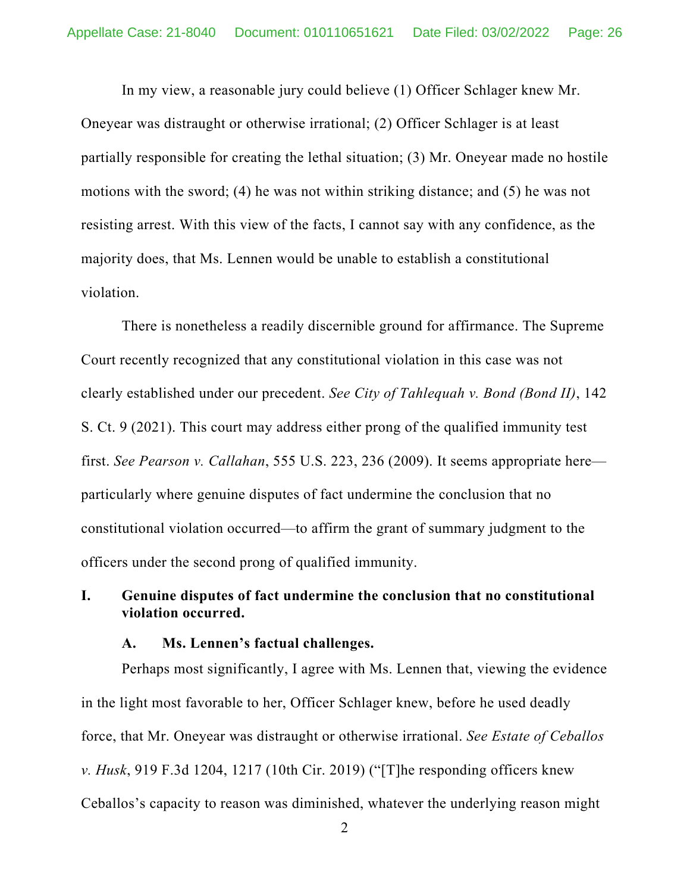In my view, a reasonable jury could believe (1) Officer Schlager knew Mr. Oneyear was distraught or otherwise irrational; (2) Officer Schlager is at least partially responsible for creating the lethal situation; (3) Mr. Oneyear made no hostile motions with the sword; (4) he was not within striking distance; and (5) he was not resisting arrest. With this view of the facts, I cannot say with any confidence, as the majority does, that Ms. Lennen would be unable to establish a constitutional violation.

There is nonetheless a readily discernible ground for affirmance. The Supreme Court recently recognized that any constitutional violation in this case was not clearly established under our precedent. *See City of Tahlequah v. Bond (Bond II)*, 142 S. Ct. 9 (2021). This court may address either prong of the qualified immunity test first. *See Pearson v. Callahan*, 555 U.S. 223, 236 (2009). It seems appropriate here—particularly where genuine disputes of fact undermine the conclusion that no constitutional violation occurred—to affirm the grant of summary judgment to the officers under the second prong of qualified immunity.

## I. Genuine disputes of fact undermine the conclusion that no constitutional violation occurred.

### A. Ms. Lennen's factual challenges.

Perhaps most significantly, I agree with Ms. Lennen that, viewing the evidence in the light most favorable to her, Officer Schlager knew, before he used deadly force, that Mr. Oneyear was distraught or otherwise irrational. *See Estate of Ceballos v. Husk*, 919 F.3d 1204, 1217 (10th Cir. 2019) ("[T]he responding officers knew Ceballos's capacity to reason was diminished, whatever the underlying reason might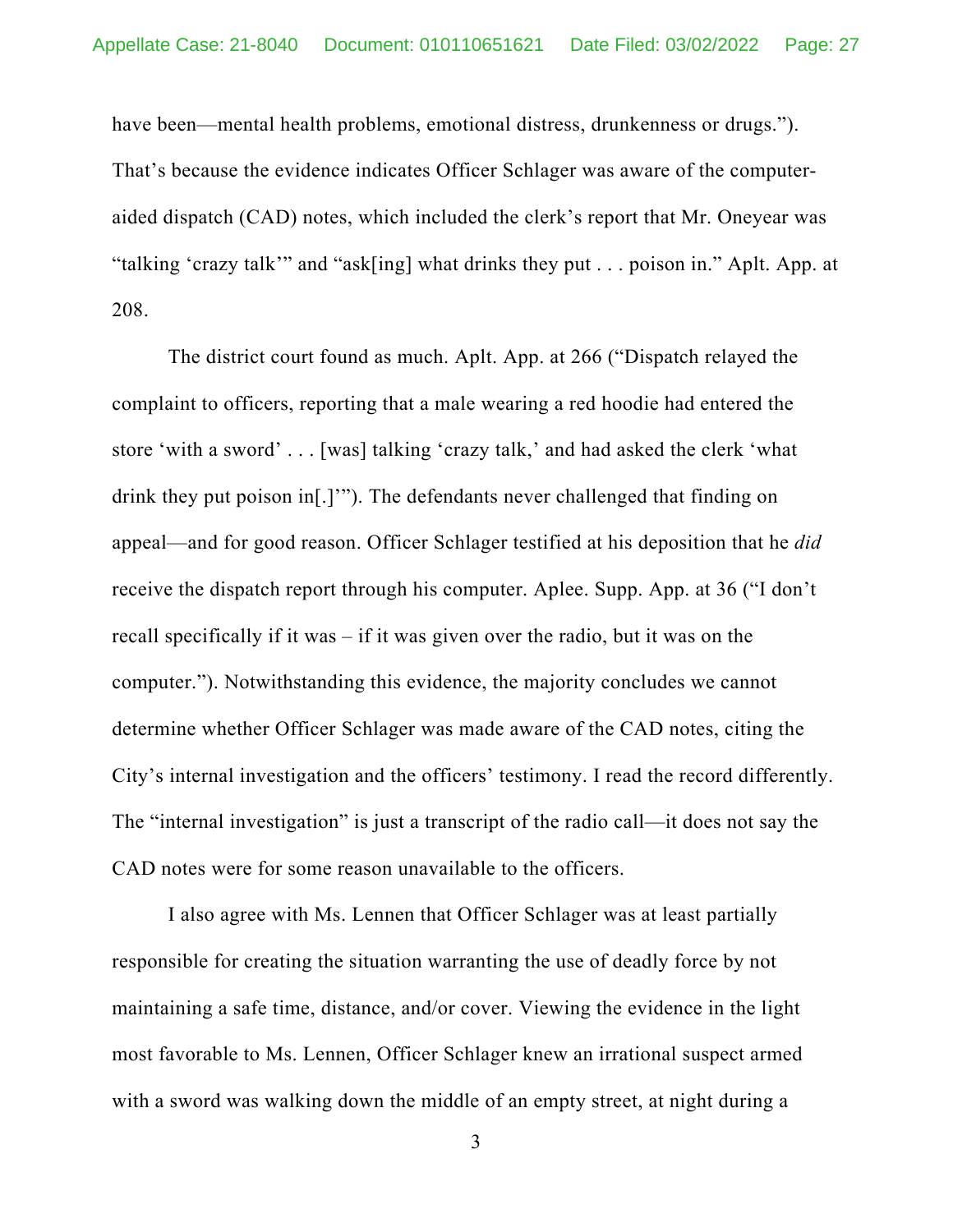have been—mental health problems, emotional distress, drunkenness or drugs."). That's because the evidence indicates Officer Schlager was aware of the computer-aided dispatch (CAD) notes, which included the clerk's report that Mr. Oneyear was "talking 'crazy talk'" and "ask[ing] what drinks they put . . . poison in." Aplt. App. at 208.

The district court found as much. Aplt. App. at 266 ("Dispatch relayed the complaint to officers, reporting that a male wearing a red hoodie had entered the store 'with a sword' . . . [was] talking 'crazy talk,' and had asked the clerk 'what drink they put poison in[.]'"). The defendants never challenged that finding on appeal—and for good reason. Officer Schlager testified at his deposition that he *did* receive the dispatch report through his computer. Aplee. Supp. App. at 36 ("I don't recall specifically if it was – if it was given over the radio, but it was on the computer."). Notwithstanding this evidence, the majority concludes we cannot determine whether Officer Schlager was made aware of the CAD notes, citing the City's internal investigation and the officers' testimony. I read the record differently. The "internal investigation" is just a transcript of the radio call—it does not say the CAD notes were for some reason unavailable to the officers.

I also agree with Ms. Lennen that Officer Schlager was at least partially responsible for creating the situation warranting the use of deadly force by not maintaining a safe time, distance, and/or cover. Viewing the evidence in the light most favorable to Ms. Lennen, Officer Schlager knew an irrational suspect armed with a sword was walking down the middle of an empty street, at night during a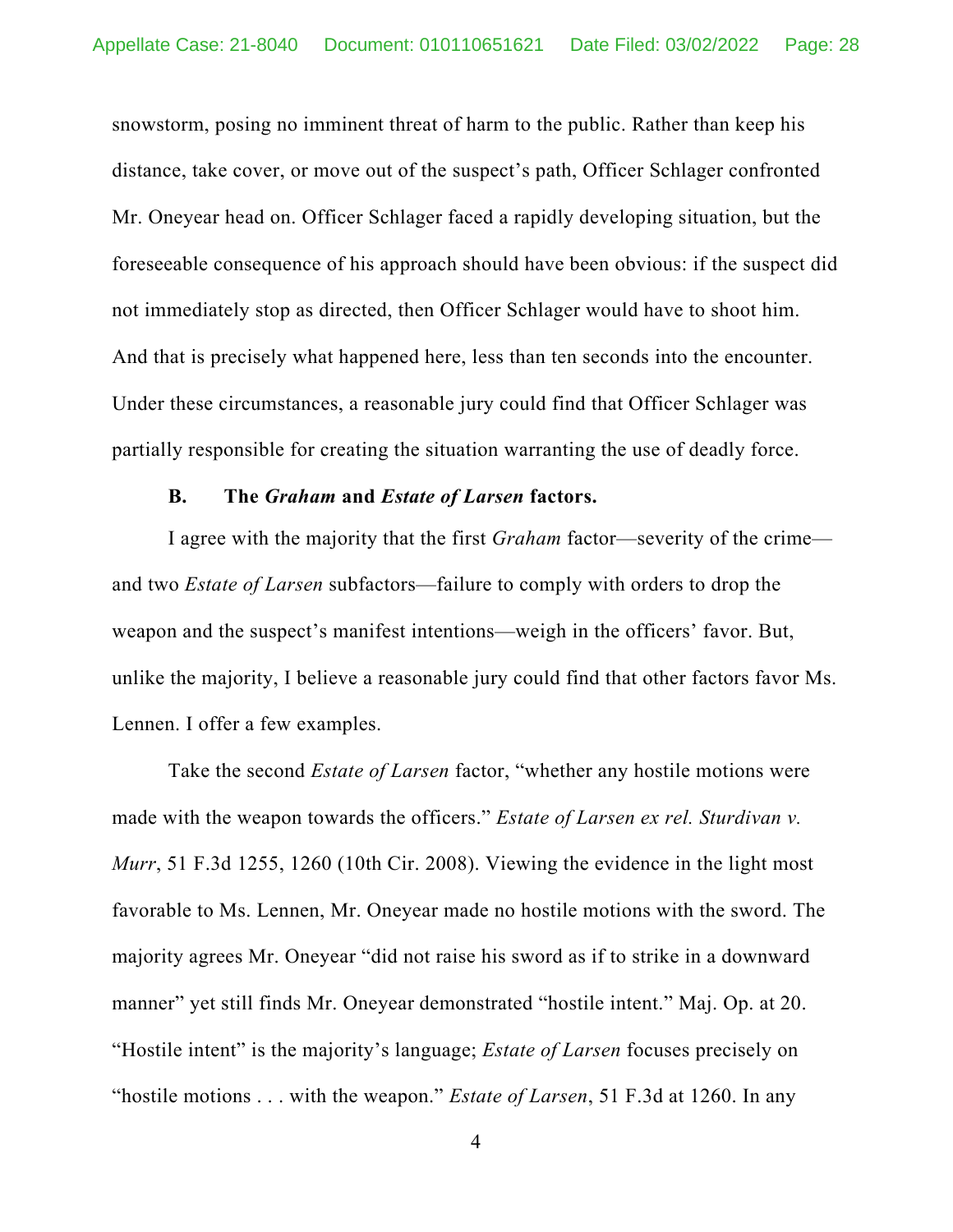snowstorm, posing no imminent threat of harm to the public. Rather than keep his distance, take cover, or move out of the suspect's path, Officer Schlager confronted Mr. Oneyear head on. Officer Schlager faced a rapidly developing situation, but the foreseeable consequence of his approach should have been obvious: if the suspect did not immediately stop as directed, then Officer Schlager would have to shoot him. And that is precisely what happened here, less than ten seconds into the encounter. Under these circumstances, a reasonable jury could find that Officer Schlager was partially responsible for creating the situation warranting the use of deadly force.

**B. The *Graham* and *Estate of Larsen* factors.**

I agree with the majority that the first *Graham* factor—severity of the crime—and two *Estate of Larsen* subfactors—failure to comply with orders to drop the weapon and the suspect's manifest intentions—weigh in the officers' favor. But, unlike the majority, I believe a reasonable jury could find that other factors favor Ms. Lennen. I offer a few examples.

Take the second *Estate of Larsen* factor, "whether any hostile motions were made with the weapon towards the officers." *Estate of Larsen ex rel. Sturdivan v. Murr*, 51 F.3d 1255, 1260 (10th Cir. 2008). Viewing the evidence in the light most favorable to Ms. Lennen, Mr. Oneyear made no hostile motions with the sword. The majority agrees Mr. Oneyear "did not raise his sword as if to strike in a downward manner" yet still finds Mr. Oneyear demonstrated "hostile intent." Maj. Op. at 20. "Hostile intent" is the majority's language; *Estate of Larsen* focuses precisely on "hostile motions . . . with the weapon." *Estate of Larsen*, 51 F.3d at 1260. In any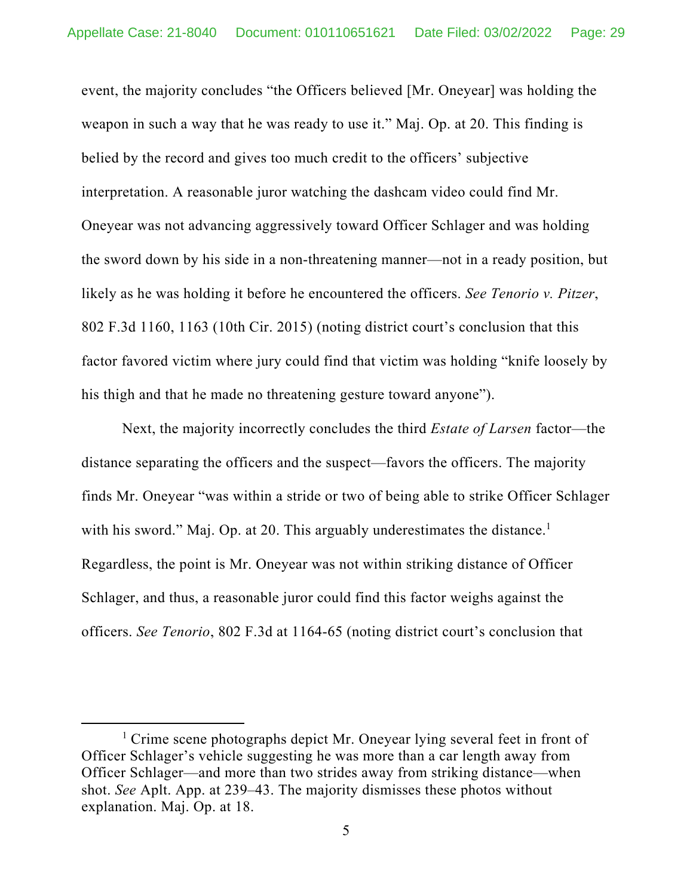event, the majority concludes "the Officers believed [Mr. Oneyear] was holding the weapon in such a way that he was ready to use it." Maj. Op. at 20. This finding is belied by the record and gives too much credit to the officers' subjective interpretation. A reasonable juror watching the dashcam video could find Mr. Oneyear was not advancing aggressively toward Officer Schlager and was holding the sword down by his side in a non-threatening manner—not in a ready position, but likely as he was holding it before he encountered the officers. *See Tenorio v. Pitzer*, 802 F.3d 1160, 1163 (10th Cir. 2015) (noting district court's conclusion that this factor favored victim where jury could find that victim was holding "knife loosely by his thigh and that he made no threatening gesture toward anyone").

Next, the majority incorrectly concludes the third *Estate of Larsen* factor—the distance separating the officers and the suspect—favors the officers. The majority finds Mr. Oneyear "was within a stride or two of being able to strike Officer Schlager with his sword." Maj. Op. at 20. This arguably underestimates the distance.[1] Regardless, the point is Mr. Oneyear was not within striking distance of Officer Schlager, and thus, a reasonable juror could find this factor weighs against the officers. *See Tenorio*, 802 F.3d at 1164-65 (noting district court's conclusion that

[1] Crime scene photographs depict Mr. Oneyear lying several feet in front of Officer Schlager's vehicle suggesting he was more than a car length away from Officer Schlager—and more than two strides away from striking distance—when shot. *See* Aplt. App. at 239–43. The majority dismisses these photos without explanation. Maj. Op. at 18.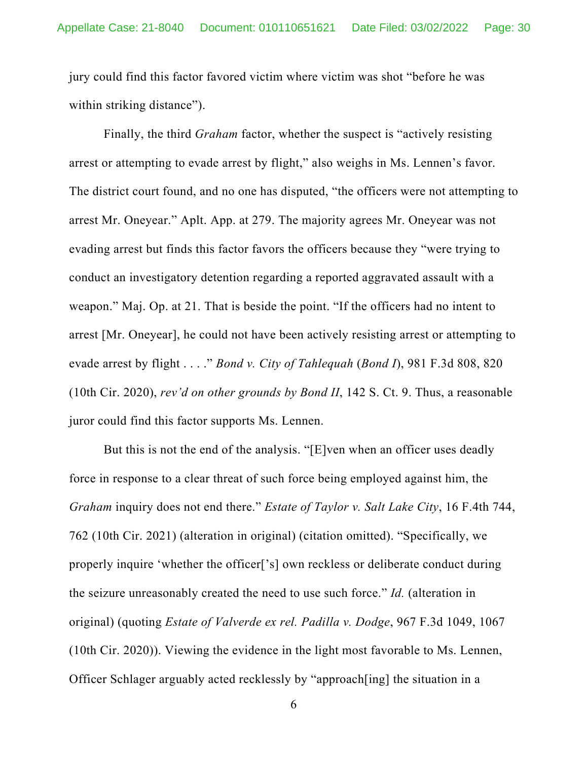jury could find this factor favored victim where victim was shot "before he was within striking distance").

Finally, the third *Graham* factor, whether the suspect is "actively resisting arrest or attempting to evade arrest by flight," also weighs in Ms. Lennen's favor. The district court found, and no one has disputed, "the officers were not attempting to arrest Mr. Oneyear." Aplt. App. at 279. The majority agrees Mr. Oneyear was not evading arrest but finds this factor favors the officers because they "were trying to conduct an investigatory detention regarding a reported aggravated assault with a weapon." Maj. Op. at 21. That is beside the point. "If the officers had no intent to arrest [Mr. Oneyear], he could not have been actively resisting arrest or attempting to evade arrest by flight . . . ." *Bond v. City of Tahlequah* (*Bond I*), 981 F.3d 808, 820 (10th Cir. 2020), *rev'd on other grounds by Bond II*, 142 S. Ct. 9. Thus, a reasonable juror could find this factor supports Ms. Lennen.

But this is not the end of the analysis. "[E]ven when an officer uses deadly force in response to a clear threat of such force being employed against him, the *Graham* inquiry does not end there." *Estate of Taylor v. Salt Lake City*, 16 F.4th 744, 762 (10th Cir. 2021) (alteration in original) (citation omitted). "Specifically, we properly inquire 'whether the officer['s] own reckless or deliberate conduct during the seizure unreasonably created the need to use such force." *Id.* (alteration in original) (quoting *Estate of Valverde ex rel. Padilla v. Dodge*, 967 F.3d 1049, 1067 (10th Cir. 2020)). Viewing the evidence in the light most favorable to Ms. Lennen, Officer Schlager arguably acted recklessly by "approach[ing] the situation in a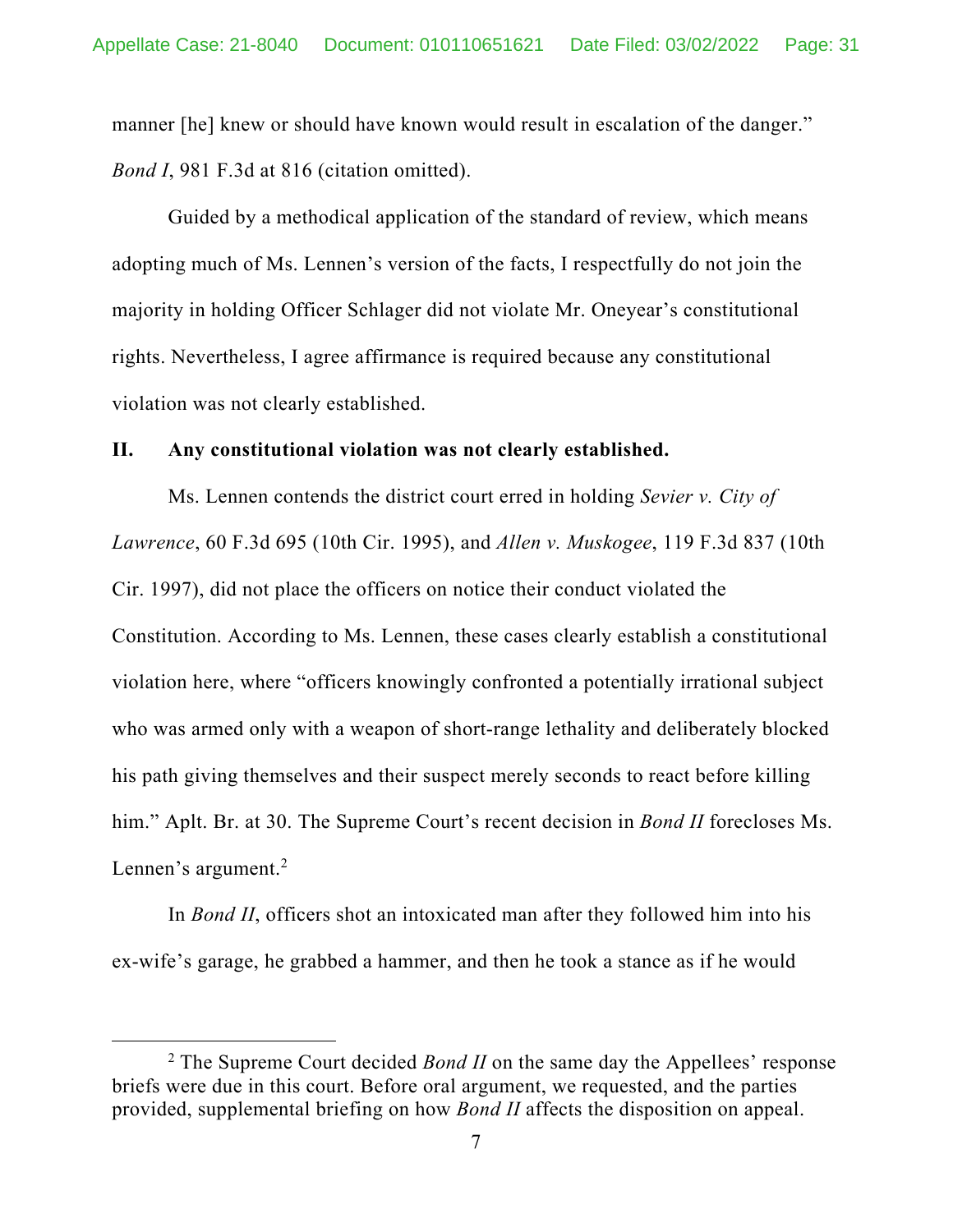manner [he] knew or should have known would result in escalation of the danger." *Bond I*, 981 F.3d at 816 (citation omitted).

Guided by a methodical application of the standard of review, which means adopting much of Ms. Lennen's version of the facts, I respectfully do not join the majority in holding Officer Schlager did not violate Mr. Oneyear's constitutional rights. Nevertheless, I agree affirmance is required because any constitutional violation was not clearly established.

## II. Any constitutional violation was not clearly established.

Ms. Lennen contends the district court erred in holding *Sevier v. City of Lawrence*, 60 F.3d 695 (10th Cir. 1995), and *Allen v. Muskogee*, 119 F.3d 837 (10th Cir. 1997), did not place the officers on notice their conduct violated the Constitution. According to Ms. Lennen, these cases clearly establish a constitutional violation here, where "officers knowingly confronted a potentially irrational subject who was armed only with a weapon of short-range lethality and deliberately blocked his path giving themselves and their suspect merely seconds to react before killing him." Aplt. Br. at 30. The Supreme Court's recent decision in *Bond II* forecloses Ms. Lennen's argument.[2]

In *Bond II*, officers shot an intoxicated man after they followed him into his ex-wife's garage, he grabbed a hammer, and then he took a stance as if he would

[2] The Supreme Court decided *Bond II* on the same day the Appellees' response briefs were due in this court. Before oral argument, we requested, and the parties provided, supplemental briefing on how *Bond II* affects the disposition on appeal.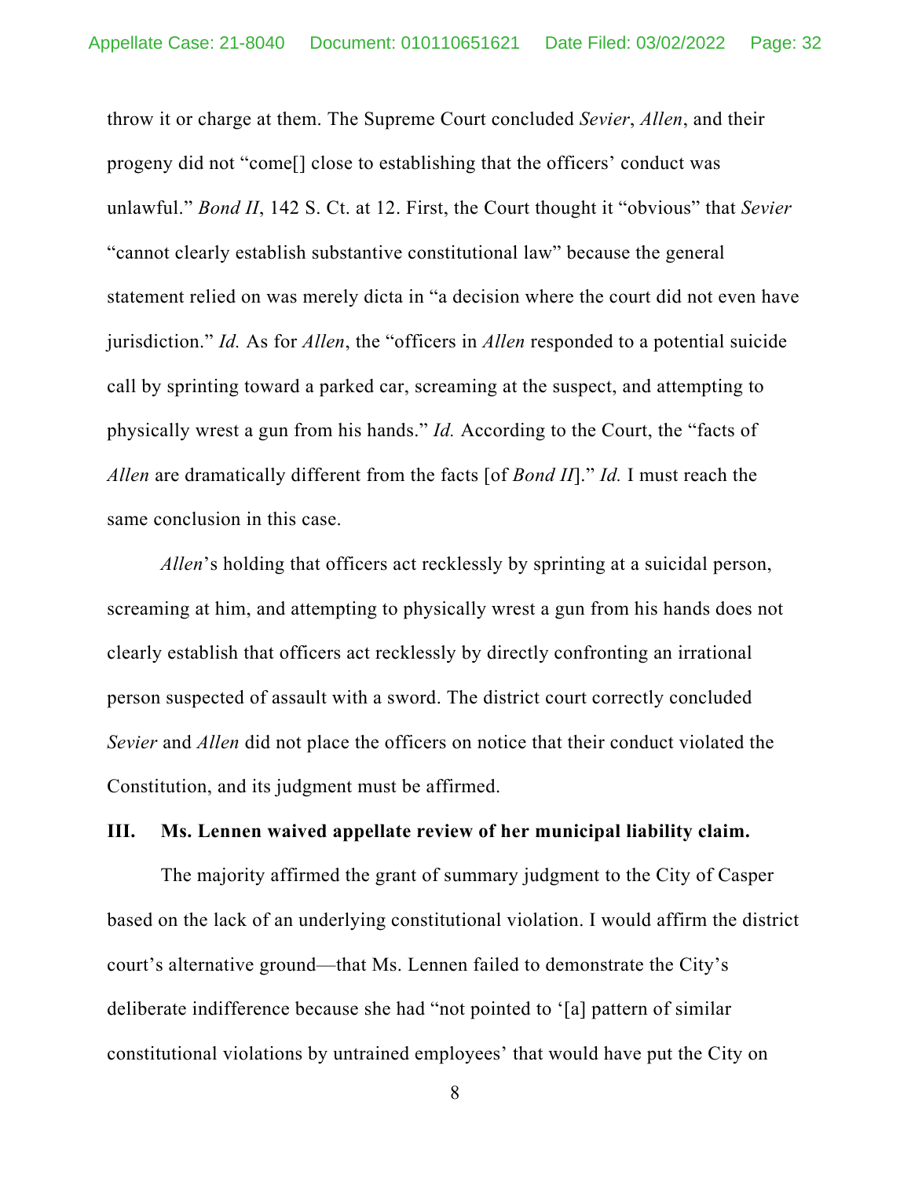throw it or charge at them. The Supreme Court concluded *Sevier*, *Allen*, and their progeny did not "come[] close to establishing that the officers' conduct was unlawful." *Bond II*, 142 S. Ct. at 12. First, the Court thought it "obvious" that *Sevier* "cannot clearly establish substantive constitutional law" because the general statement relied on was merely dicta in "a decision where the court did not even have jurisdiction." *Id.* As for *Allen*, the "officers in *Allen* responded to a potential suicide call by sprinting toward a parked car, screaming at the suspect, and attempting to physically wrest a gun from his hands." *Id.* According to the Court, the "facts of *Allen* are dramatically different from the facts [of *Bond II*]." *Id.* I must reach the same conclusion in this case.

*Allen*'s holding that officers act recklessly by sprinting at a suicidal person, screaming at him, and attempting to physically wrest a gun from his hands does not clearly establish that officers act recklessly by directly confronting an irrational person suspected of assault with a sword. The district court correctly concluded *Sevier* and *Allen* did not place the officers on notice that their conduct violated the Constitution, and its judgment must be affirmed.

## III. Ms. Lennen waived appellate review of her municipal liability claim.

The majority affirmed the grant of summary judgment to the City of Casper based on the lack of an underlying constitutional violation. I would affirm the district court's alternative ground—that Ms. Lennen failed to demonstrate the City's deliberate indifference because she had "not pointed to '[a] pattern of similar constitutional violations by untrained employees' that would have put the City on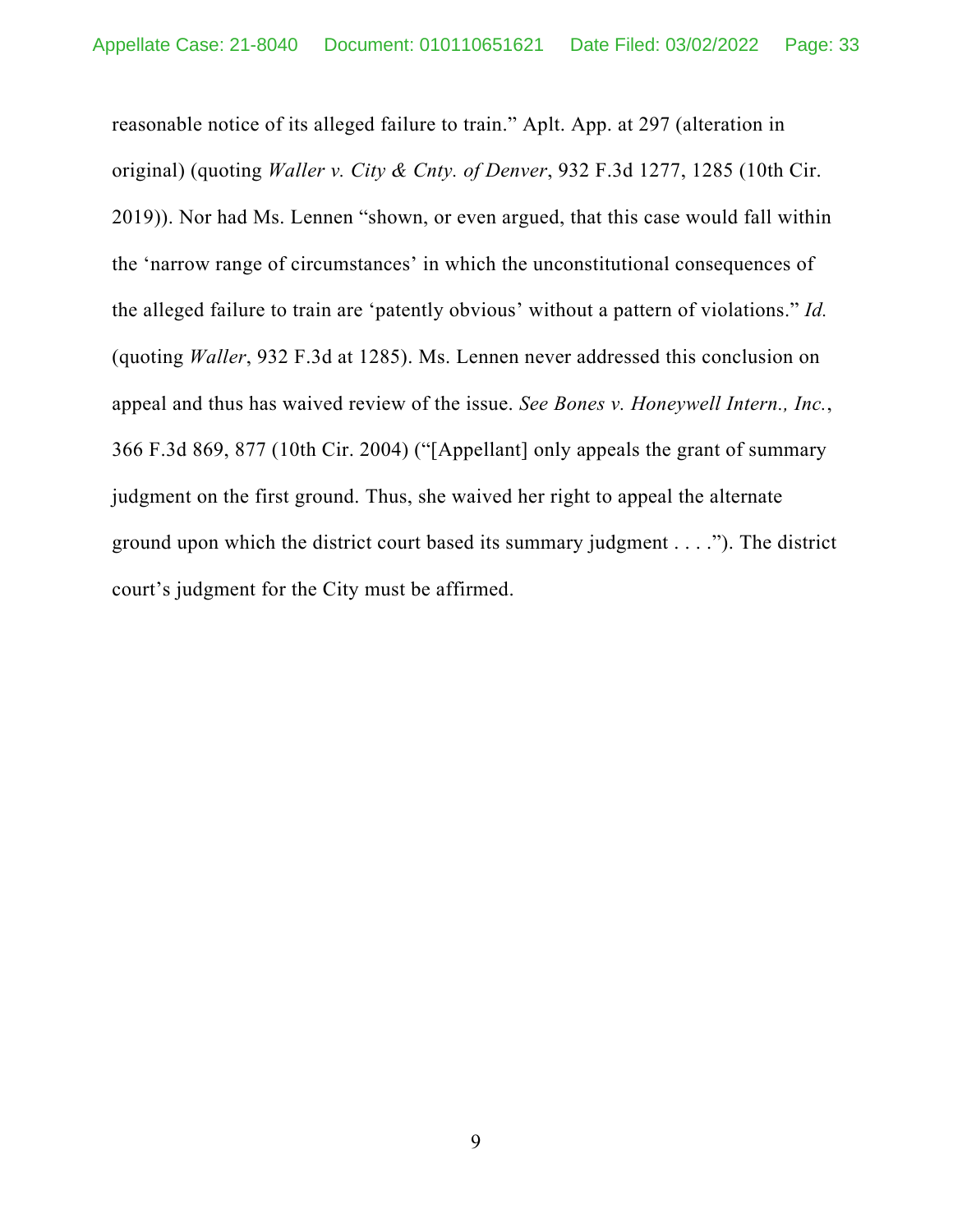reasonable notice of its alleged failure to train." Aplt. App. at 297 (alteration in original) (quoting *Waller v. City & Cnty. of Denver*, 932 F.3d 1277, 1285 (10th Cir. 2019)). Nor had Ms. Lennen "shown, or even argued, that this case would fall within the 'narrow range of circumstances' in which the unconstitutional consequences of the alleged failure to train are 'patently obvious' without a pattern of violations." *Id.* (quoting *Waller*, 932 F.3d at 1285). Ms. Lennen never addressed this conclusion on appeal and thus has waived review of the issue. *See Bones v. Honeywell Intern., Inc.*, 366 F.3d 869, 877 (10th Cir. 2004) ("[Appellant] only appeals the grant of summary judgment on the first ground. Thus, she waived her right to appeal the alternate ground upon which the district court based its summary judgment . . . ."). The district court's judgment for the City must be affirmed.